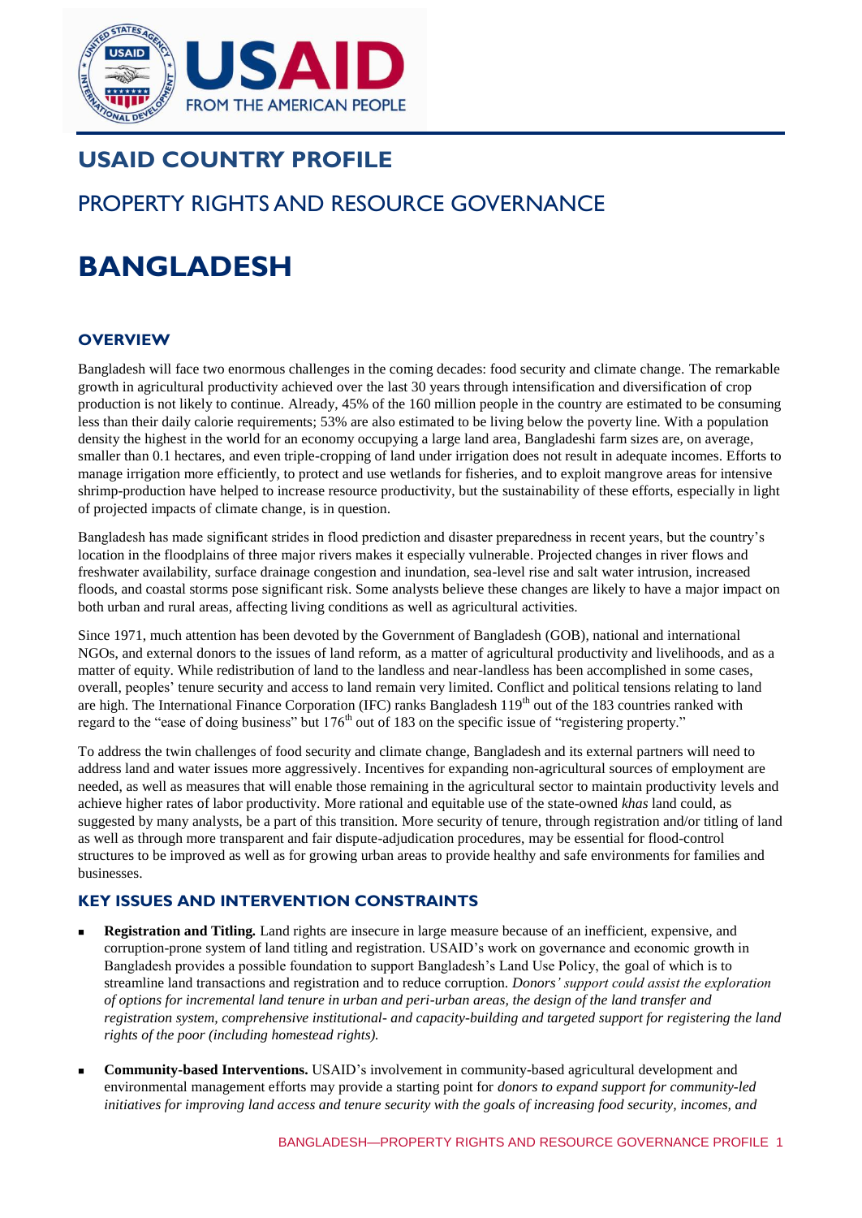# USAID COUNTRY PROFILE

## PROPERTY RIGHTS AND RESOURCE GOVERNANCE

# BANGLADESH

## OVERVIEW

Bangladesh will face two enormous challenges in the coming decades: food security and climate change. The remarkable growth in agricultural productivity achieved over the last 30 years through intensification and diversification of crop production is not likely to continue. Already, 45% of the 160 million people in the country are estimated to be consuming less than their daily calorie requirements; 53% are also estimated to be living below the poverty line. With a population density the highest in the world for an economy occupying a large land area, Bangladeshi farm sizes are, on average, smaller than 0.1 hectares, and even triple-cropping of land under irrigation does not result in adequate incomes. Efforts to manage irrigation more efficiently, to protect and use wetlands for fisheries, and to exploit mangrove areas for intensive shrimp-production have helped to increase resource productivity, but the sustainability of these efforts, especially in light of projected impacts of climate change, is in question.

Bangladesh has made significant strides in flood prediction and disaster preparedness in recent years, but the country's location in the floodplains of three major rivers makes it especially vulnerable. Projected changes in river flows and freshwater availability, surface drainage congestion and inundation, sea-level rise and salt water intrusion, increased floods, and coastal storms pose significant risk. Some analysts believe these changes are likely to have a major impact on both urban and rural areas, affecting living conditions as well as agricultural activities.

Since 1971, much attention has been devoted by the Government of Bangladesh (GOB), national and international NGOs, and external donors to the issues of land reform, as a matter of agricultural productivity and livelihoods, and as a matter of equity. While redistribution of land to the landless and near-landless has been accomplished in some cases, overall, peoples' tenure security and access to land remain very limited. Conflict and political tensions relating to land are high. The International Finance Corporation (IFC) ranks Bangladesh 119th out of the 183 countries ranked with regard to the "ease of doing business" but 176th out of 183 on the specific issue of "registering property."

To address the twin challenges of food security and climate change, Bangladesh and its external partners will need to address land and water issues more aggressively. Incentives for expanding non-agricultural sources of employment are needed, as well as measures that will enable those remaining in the agricultural sector to maintain productivity levels and achieve higher rates of labor productivity. More rational and equitable use of the state-owned *khas* land could, as suggested by many analysts, be a part of this transition. More security of tenure, through registration and/or titling of land as well as through more transparent and fair dispute-adjudication procedures, may be essential for flood-control structures to be improved as well as for growing urban areas to provide healthy and safe environments for families and businesses.

## KEY ISSUES AND INTERVENTION CONSTRAINTS

- **Registration and Titling.** Land rights are insecure in large measure because of an inefficient, expensive, and corruption-prone system of land titling and registration. USAID's work on governance and economic growth in Bangladesh provides a possible foundation to support Bangladesh's Land Use Policy, the goal of which is to streamline land transactions and registration and to reduce corruption. *Donors' support could assist the exploration of options for incremental land tenure in urban and peri-urban areas, the design of the land transfer and registration system, comprehensive institutional- and capacity-building and targeted support for registering the land rights of the poor (including homestead rights).*

- **Community-based Interventions.** USAID's involvement in community-based agricultural development and environmental management efforts may provide a starting point for *donors to expand support for community-led initiatives for improving land access and tenure security with the goals of increasing food security, incomes, and*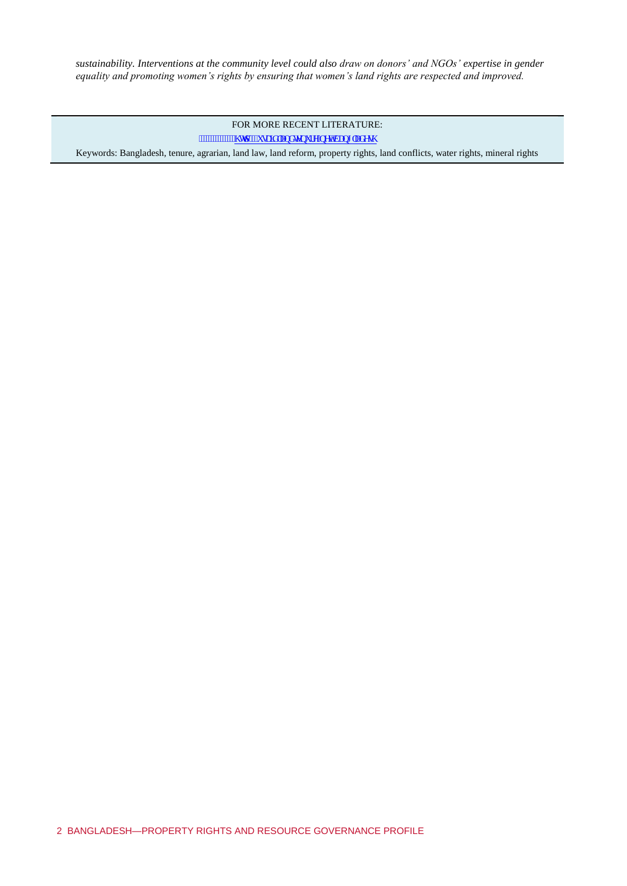*sustainability. Interventions at the community level could also draw on donors' and NGOs' expertise in gender equality and promoting women's rights by ensuring that women's land rights are respected and improved.*

---

FOR MORE RECENT LITERATURE:

http://usaidlandtenure.net/bangladesh

Keywords: Bangladesh, tenure, agrarian, land law, land reform, property rights, land conflicts, water rights, mineral rights

---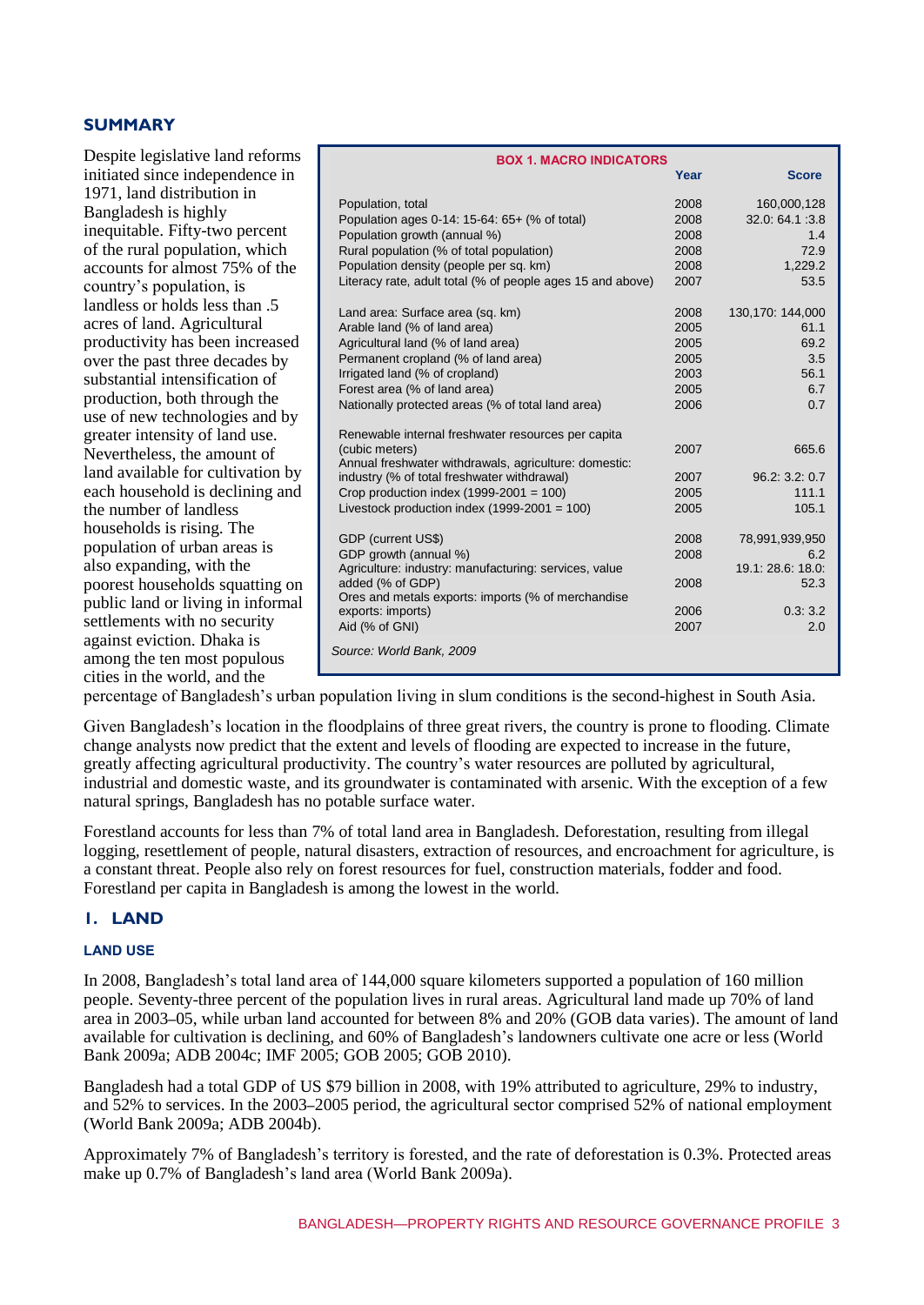## SUMMARY

Despite legislative land reforms initiated since independence in 1971, land distribution in Bangladesh is highly inequitable. Fifty-two percent of the rural population, which accounts for almost 75% of the country's population, is landless or holds less than .5 acres of land. Agricultural productivity has been increased over the past three decades by substantial intensification of production, both through the use of new technologies and by greater intensity of land use. Nevertheless, the amount of land available for cultivation by each household is declining and the number of landless households is rising. The population of urban areas is also expanding, with the poorest households squatting on public land or living in informal settlements with no security against eviction. Dhaka is among the ten most populous cities in the world, and the percentage of Bangladesh's urban population living in slum conditions is the second-highest in South Asia.

| BOX 1. MACRO INDICATORS | Year | Score |
|---|---|---|
| Population, total | 2008 | 160,000,128 |
| Population ages 0-14: 15-64: 65+ (% of total) | 2008 | 32.0: 64.1 :3.8 |
| Population growth (annual %) | 2008 | 1.4 |
| Rural population (% of total population) | 2008 | 72.9 |
| Population density (people per sq. km) | 2008 | 1,229.2 |
| Literacy rate, adult total (% of people ages 15 and above) | 2007 | 53.5 |
| Land area: Surface area (sq. km) | 2008 | 130,170: 144,000 |
| Arable land (% of land area) | 2005 | 61.1 |
| Agricultural land (% of land area) | 2005 | 69.2 |
| Permanent cropland (% of land area) | 2005 | 3.5 |
| Irrigated land (% of cropland) | 2003 | 56.1 |
| Forest area (% of land area) | 2005 | 6.7 |
| Nationally protected areas (% of total land area) | 2006 | 0.7 |
| Renewable internal freshwater resources per capita (cubic meters) | 2007 | 665.6 |
| Annual freshwater withdrawals, agriculture: domestic: industry (% of total freshwater withdrawal) | 2007 | 96.2: 3.2: 0.7 |
| Crop production index (1999-2001 = 100) | 2005 | 111.1 |
| Livestock production index (1999-2001 = 100) | 2005 | 105.1 |
| GDP (current US$) | 2008 | 78,991,939,950 |
| GDP growth (annual %) | 2008 | 6.2 |
| Agriculture: industry: manufacturing: services, value added (% of GDP) | 2008 | 19.1: 28.6: 18.0: 52.3 |
| Ores and metals exports: imports (% of merchandise exports: imports) | 2006 | 0.3: 3.2 |
| Aid (% of GNI) | 2007 | 2.0 |

*Source: World Bank, 2009*

Given Bangladesh's location in the floodplains of three great rivers, the country is prone to flooding. Climate change analysts now predict that the extent and levels of flooding are expected to increase in the future, greatly affecting agricultural productivity. The country's water resources are polluted by agricultural, industrial and domestic waste, and its groundwater is contaminated with arsenic. With the exception of a few natural springs, Bangladesh has no potable surface water.

Forestland accounts for less than 7% of total land area in Bangladesh. Deforestation, resulting from illegal logging, resettlement of people, natural disasters, extraction of resources, and encroachment for agriculture, is a constant threat. People also rely on forest resources for fuel, construction materials, fodder and food. Forestland per capita in Bangladesh is among the lowest in the world.

## 1. LAND

### LAND USE

In 2008, Bangladesh's total land area of 144,000 square kilometers supported a population of 160 million people. Seventy-three percent of the population lives in rural areas. Agricultural land made up 70% of land area in 2003–05, while urban land accounted for between 8% and 20% (GOB data varies). The amount of land available for cultivation is declining, and 60% of Bangladesh's landowners cultivate one acre or less (World Bank 2009a; ADB 2004c; IMF 2005; GOB 2005; GOB 2010).

Bangladesh had a total GDP of US $79 billion in 2008, with 19% attributed to agriculture, 29% to industry, and 52% to services. In the 2003–2005 period, the agricultural sector comprised 52% of national employment (World Bank 2009a; ADB 2004b).

Approximately 7% of Bangladesh's territory is forested, and the rate of deforestation is 0.3%. Protected areas make up 0.7% of Bangladesh's land area (World Bank 2009a).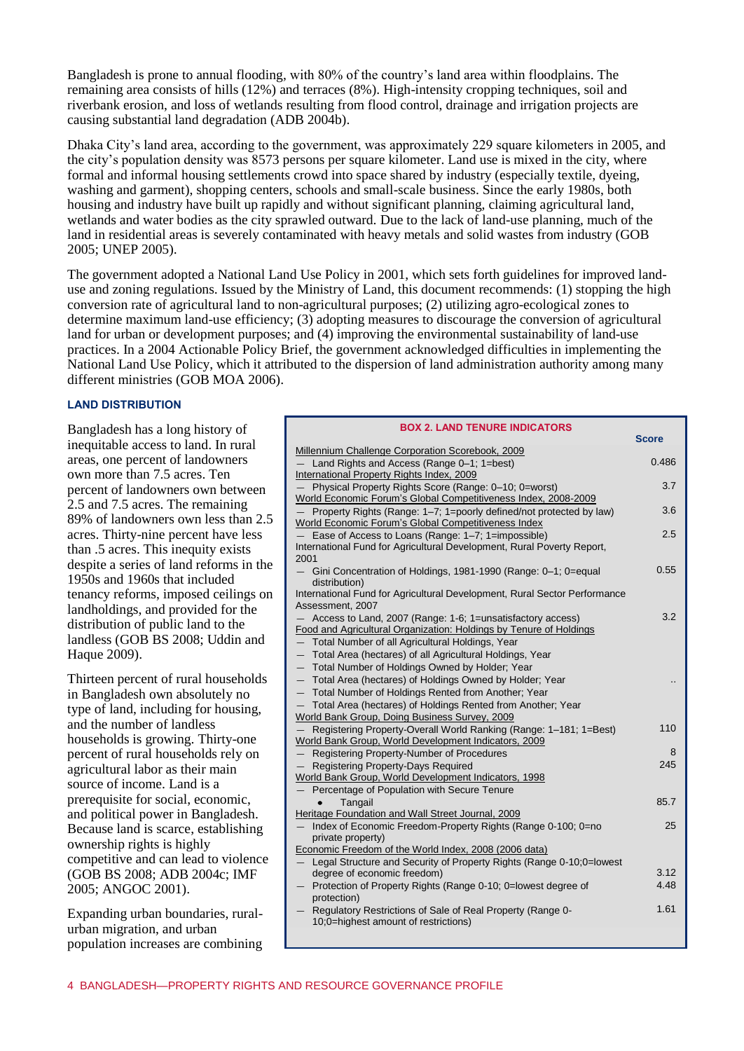Bangladesh is prone to annual flooding, with 80% of the country's land area within floodplains. The remaining area consists of hills (12%) and terraces (8%). High-intensity cropping techniques, soil and riverbank erosion, and loss of wetlands resulting from flood control, drainage and irrigation projects are causing substantial land degradation (ADB 2004b).

Dhaka City's land area, according to the government, was approximately 229 square kilometers in 2005, and the city's population density was 8573 persons per square kilometer. Land use is mixed in the city, where formal and informal housing settlements crowd into space shared by industry (especially textile, dyeing, washing and garment), shopping centers, schools and small-scale business. Since the early 1980s, both housing and industry have built up rapidly and without significant planning, claiming agricultural land, wetlands and water bodies as the city sprawled outward. Due to the lack of land-use planning, much of the land in residential areas is severely contaminated with heavy metals and solid wastes from industry (GOB 2005; UNEP 2005).

The government adopted a National Land Use Policy in 2001, which sets forth guidelines for improved land-use and zoning regulations. Issued by the Ministry of Land, this document recommends: (1) stopping the high conversion rate of agricultural land to non-agricultural purposes; (2) utilizing agro-ecological zones to determine maximum land-use efficiency; (3) adopting measures to discourage the conversion of agricultural land for urban or development purposes; and (4) improving the environmental sustainability of land-use practices. In a 2004 Actionable Policy Brief, the government acknowledged difficulties in implementing the National Land Use Policy, which it attributed to the dispersion of land administration authority among many different ministries (GOB MOA 2006).

### LAND DISTRIBUTION

Bangladesh has a long history of inequitable access to land. In rural areas, one percent of landowners own more than 7.5 acres. Ten percent of landowners own between 2.5 and 7.5 acres. The remaining 89% of landowners own less than 2.5 acres. Thirty-nine percent have less than .5 acres. This inequity exists despite a series of land reforms in the 1950s and 1960s that included tenancy reforms, imposed ceilings on landholdings, and provided for the distribution of public land to the landless (GOB BS 2008; Uddin and Haque 2009).

Thirteen percent of rural households in Bangladesh own absolutely no type of land, including for housing, and the number of landless households is growing. Thirty-one percent of rural households rely on agricultural labor as their main source of income. Land is a prerequisite for social, economic, and political power in Bangladesh. Because land is scarce, establishing ownership rights is highly competitive and can lead to violence (GOB BS 2008; ADB 2004c; IMF 2005; ANGOC 2001).

Expanding urban boundaries, rural-urban migration, and urban population increases are combining

**BOX 2. LAND TENURE INDICATORS**

| Indicator | Score |
|---|---|
| Millennium Challenge Corporation Scorebook, 2009 | |
| — Land Rights and Access (Range 0–1; 1=best) | 0.486 |
| International Property Rights Index, 2009 | |
| — Physical Property Rights Score (Range: 0–10; 0=worst) | 3.7 |
| World Economic Forum's Global Competitiveness Index, 2008-2009 | |
| — Property Rights (Range: 1–7; 1=poorly defined/not protected by law) | 3.6 |
| World Economic Forum's Global Competitiveness Index | |
| — Ease of Access to Loans (Range: 1–7; 1=impossible) | 2.5 |
| International Fund for Agricultural Development, Rural Poverty Report, 2001 | |
| — Gini Concentration of Holdings, 1981-1990 (Range: 0–1; 0=equal distribution) | 0.55 |
| International Fund for Agricultural Development, Rural Sector Performance Assessment, 2007 | |
| — Access to Land, 2007 (Range: 1-6; 1=unsatisfactory access) | 3.2 |
| Food and Agricultural Organization: Holdings by Tenure of Holdings | |
| — Total Number of all Agricultural Holdings, Year | |
| — Total Area (hectares) of all Agricultural Holdings, Year | |
| — Total Number of Holdings Owned by Holder; Year | |
| — Total Area (hectares) of Holdings Owned by Holder; Year | .. |
| — Total Number of Holdings Rented from Another; Year | |
| — Total Area (hectares) of Holdings Rented from Another; Year | |
| World Bank Group, Doing Business Survey, 2009 | |
| — Registering Property-Overall World Ranking (Range: 1–181; 1=Best) | 110 |
| World Bank Group, World Development Indicators, 2009 | |
| — Registering Property-Number of Procedures | 8 |
| — Registering Property-Days Required | 245 |
| World Bank Group, World Development Indicators, 1998 | |
| — Percentage of Population with Secure Tenure | |
| • Tangail | 85.7 |
| Heritage Foundation and Wall Street Journal, 2009 | |
| — Index of Economic Freedom-Property Rights (Range 0-100; 0=no private property) | 25 |
| Economic Freedom of the World Index, 2008 (2006 data) | |
| — Legal Structure and Security of Property Rights (Range 0-10;0=lowest degree of economic freedom) | 3.12 |
| — Protection of Property Rights (Range 0-10; 0=lowest degree of protection) | 4.48 |
| — Regulatory Restrictions of Sale of Real Property (Range 0-10;0=highest amount of restrictions) | 1.61 |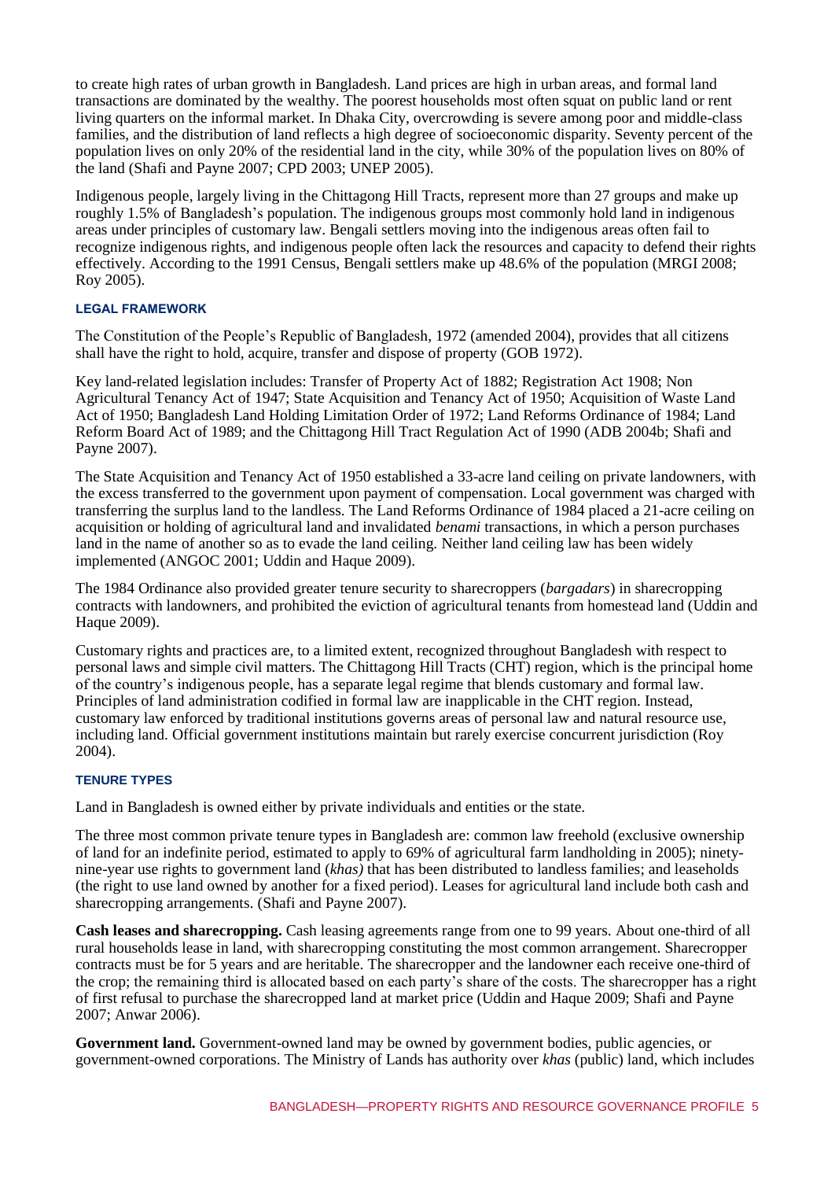to create high rates of urban growth in Bangladesh. Land prices are high in urban areas, and formal land transactions are dominated by the wealthy. The poorest households most often squat on public land or rent living quarters on the informal market. In Dhaka City, overcrowding is severe among poor and middle-class families, and the distribution of land reflects a high degree of socioeconomic disparity. Seventy percent of the population lives on only 20% of the residential land in the city, while 30% of the population lives on 80% of the land (Shafi and Payne 2007; CPD 2003; UNEP 2005).

Indigenous people, largely living in the Chittagong Hill Tracts, represent more than 27 groups and make up roughly 1.5% of Bangladesh's population. The indigenous groups most commonly hold land in indigenous areas under principles of customary law. Bengali settlers moving into the indigenous areas often fail to recognize indigenous rights, and indigenous people often lack the resources and capacity to defend their rights effectively. According to the 1991 Census, Bengali settlers make up 48.6% of the population (MRGI 2008; Roy 2005).

#### LEGAL FRAMEWORK

The Constitution of the People's Republic of Bangladesh, 1972 (amended 2004), provides that all citizens shall have the right to hold, acquire, transfer and dispose of property (GOB 1972).

Key land-related legislation includes: Transfer of Property Act of 1882; Registration Act 1908; Non Agricultural Tenancy Act of 1947; State Acquisition and Tenancy Act of 1950; Acquisition of Waste Land Act of 1950; Bangladesh Land Holding Limitation Order of 1972; Land Reforms Ordinance of 1984; Land Reform Board Act of 1989; and the Chittagong Hill Tract Regulation Act of 1990 (ADB 2004b; Shafi and Payne 2007).

The State Acquisition and Tenancy Act of 1950 established a 33-acre land ceiling on private landowners, with the excess transferred to the government upon payment of compensation. Local government was charged with transferring the surplus land to the landless. The Land Reforms Ordinance of 1984 placed a 21-acre ceiling on acquisition or holding of agricultural land and invalidated *benami* transactions, in which a person purchases land in the name of another so as to evade the land ceiling. Neither land ceiling law has been widely implemented (ANGOC 2001; Uddin and Haque 2009).

The 1984 Ordinance also provided greater tenure security to sharecroppers (*bargadars*) in sharecropping contracts with landowners, and prohibited the eviction of agricultural tenants from homestead land (Uddin and Haque 2009).

Customary rights and practices are, to a limited extent, recognized throughout Bangladesh with respect to personal laws and simple civil matters. The Chittagong Hill Tracts (CHT) region, which is the principal home of the country's indigenous people, has a separate legal regime that blends customary and formal law. Principles of land administration codified in formal law are inapplicable in the CHT region. Instead, customary law enforced by traditional institutions governs areas of personal law and natural resource use, including land. Official government institutions maintain but rarely exercise concurrent jurisdiction (Roy 2004).

#### TENURE TYPES

Land in Bangladesh is owned either by private individuals and entities or the state.

The three most common private tenure types in Bangladesh are: common law freehold (exclusive ownership of land for an indefinite period, estimated to apply to 69% of agricultural farm landholding in 2005); ninety-nine-year use rights to government land (*khas)* that has been distributed to landless families; and leaseholds (the right to use land owned by another for a fixed period). Leases for agricultural land include both cash and sharecropping arrangements. (Shafi and Payne 2007).

**Cash leases and sharecropping.** Cash leasing agreements range from one to 99 years. About one-third of all rural households lease in land, with sharecropping constituting the most common arrangement. Sharecropper contracts must be for 5 years and are heritable. The sharecropper and the landowner each receive one-third of the crop; the remaining third is allocated based on each party's share of the costs. The sharecropper has a right of first refusal to purchase the sharecropped land at market price (Uddin and Haque 2009; Shafi and Payne 2007; Anwar 2006).

**Government land.** Government-owned land may be owned by government bodies, public agencies, or government-owned corporations. The Ministry of Lands has authority over *khas* (public) land, which includes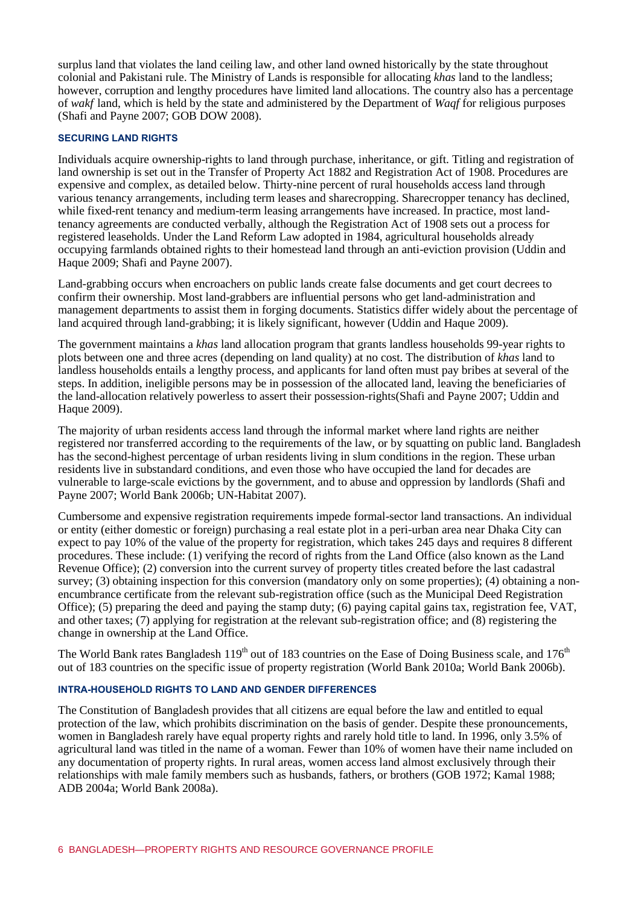surplus land that violates the land ceiling law, and other land owned historically by the state throughout colonial and Pakistani rule. The Ministry of Lands is responsible for allocating *khas* land to the landless; however, corruption and lengthy procedures have limited land allocations. The country also has a percentage of *wakf* land, which is held by the state and administered by the Department of *Waqf* for religious purposes (Shafi and Payne 2007; GOB DOW 2008).

### SECURING LAND RIGHTS

Individuals acquire ownership-rights to land through purchase, inheritance, or gift. Titling and registration of land ownership is set out in the Transfer of Property Act 1882 and Registration Act of 1908. Procedures are expensive and complex, as detailed below. Thirty-nine percent of rural households access land through various tenancy arrangements, including term leases and sharecropping. Sharecropper tenancy has declined, while fixed-rent tenancy and medium-term leasing arrangements have increased. In practice, most land-tenancy agreements are conducted verbally, although the Registration Act of 1908 sets out a process for registered leaseholds. Under the Land Reform Law adopted in 1984, agricultural households already occupying farmlands obtained rights to their homestead land through an anti-eviction provision (Uddin and Haque 2009; Shafi and Payne 2007).

Land-grabbing occurs when encroachers on public lands create false documents and get court decrees to confirm their ownership. Most land-grabbers are influential persons who get land-administration and management departments to assist them in forging documents. Statistics differ widely about the percentage of land acquired through land-grabbing; it is likely significant, however (Uddin and Haque 2009).

The government maintains a *khas* land allocation program that grants landless households 99-year rights to plots between one and three acres (depending on land quality) at no cost. The distribution of *khas* land to landless households entails a lengthy process, and applicants for land often must pay bribes at several of the steps. In addition, ineligible persons may be in possession of the allocated land, leaving the beneficiaries of the land-allocation relatively powerless to assert their possession-rights(Shafi and Payne 2007; Uddin and Haque 2009).

The majority of urban residents access land through the informal market where land rights are neither registered nor transferred according to the requirements of the law, or by squatting on public land. Bangladesh has the second-highest percentage of urban residents living in slum conditions in the region. These urban residents live in substandard conditions, and even those who have occupied the land for decades are vulnerable to large-scale evictions by the government, and to abuse and oppression by landlords (Shafi and Payne 2007; World Bank 2006b; UN-Habitat 2007).

Cumbersome and expensive registration requirements impede formal-sector land transactions. An individual or entity (either domestic or foreign) purchasing a real estate plot in a peri-urban area near Dhaka City can expect to pay 10% of the value of the property for registration, which takes 245 days and requires 8 different procedures. These include: (1) verifying the record of rights from the Land Office (also known as the Land Revenue Office); (2) conversion into the current survey of property titles created before the last cadastral survey; (3) obtaining inspection for this conversion (mandatory only on some properties); (4) obtaining a non-encumbrance certificate from the relevant sub-registration office (such as the Municipal Deed Registration Office); (5) preparing the deed and paying the stamp duty; (6) paying capital gains tax, registration fee, VAT, and other taxes; (7) applying for registration at the relevant sub-registration office; and (8) registering the change in ownership at the Land Office.

The World Bank rates Bangladesh 119th out of 183 countries on the Ease of Doing Business scale, and 176th out of 183 countries on the specific issue of property registration (World Bank 2010a; World Bank 2006b).

### INTRA-HOUSEHOLD RIGHTS TO LAND AND GENDER DIFFERENCES

The Constitution of Bangladesh provides that all citizens are equal before the law and entitled to equal protection of the law, which prohibits discrimination on the basis of gender. Despite these pronouncements, women in Bangladesh rarely have equal property rights and rarely hold title to land. In 1996, only 3.5% of agricultural land was titled in the name of a woman. Fewer than 10% of women have their name included on any documentation of property rights. In rural areas, women access land almost exclusively through their relationships with male family members such as husbands, fathers, or brothers (GOB 1972; Kamal 1988; ADB 2004a; World Bank 2008a).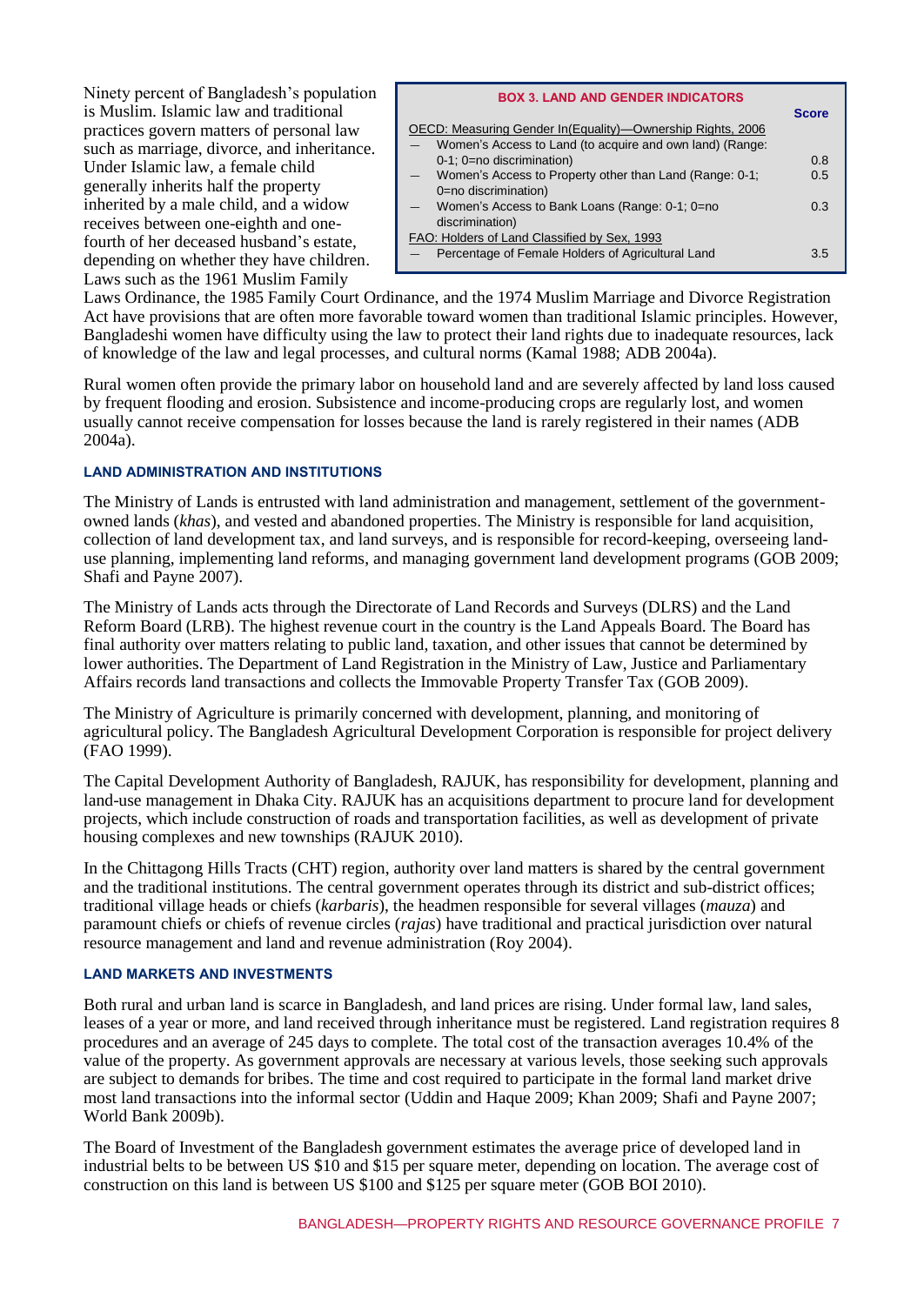Ninety percent of Bangladesh's population is Muslim. Islamic law and traditional practices govern matters of personal law such as marriage, divorce, and inheritance. Under Islamic law, a female child generally inherits half the property inherited by a male child, and a widow receives between one-eighth and one-fourth of her deceased husband's estate, depending on whether they have children. Laws such as the 1961 Muslim Family Laws Ordinance, the 1985 Family Court Ordinance, and the 1974 Muslim Marriage and Divorce Registration Act have provisions that are often more favorable toward women than traditional Islamic principles. However, Bangladeshi women have difficulty using the law to protect their land rights due to inadequate resources, lack of knowledge of the law and legal processes, and cultural norms (Kamal 1988; ADB 2004a).

**BOX 3. LAND AND GENDER INDICATORS**

| | Score |
|---|---|
| OECD: Measuring Gender In(Equality)—Ownership Rights, 2006 | |
| — Women's Access to Land (to acquire and own land) (Range: 0-1; 0=no discrimination) | 0.8 |
| — Women's Access to Property other than Land (Range: 0-1; 0=no discrimination) | 0.5 |
| — Women's Access to Bank Loans (Range: 0-1; 0=no discrimination) | 0.3 |
| FAO: Holders of Land Classified by Sex, 1993 | |
| — Percentage of Female Holders of Agricultural Land | 3.5 |

Rural women often provide the primary labor on household land and are severely affected by land loss caused by frequent flooding and erosion. Subsistence and income-producing crops are regularly lost, and women usually cannot receive compensation for losses because the land is rarely registered in their names (ADB 2004a).

### LAND ADMINISTRATION AND INSTITUTIONS

The Ministry of Lands is entrusted with land administration and management, settlement of the government-owned lands (*khas*), and vested and abandoned properties. The Ministry is responsible for land acquisition, collection of land development tax, and land surveys, and is responsible for record-keeping, overseeing land-use planning, implementing land reforms, and managing government land development programs (GOB 2009; Shafi and Payne 2007).

The Ministry of Lands acts through the Directorate of Land Records and Surveys (DLRS) and the Land Reform Board (LRB). The highest revenue court in the country is the Land Appeals Board. The Board has final authority over matters relating to public land, taxation, and other issues that cannot be determined by lower authorities. The Department of Land Registration in the Ministry of Law, Justice and Parliamentary Affairs records land transactions and collects the Immovable Property Transfer Tax (GOB 2009).

The Ministry of Agriculture is primarily concerned with development, planning, and monitoring of agricultural policy. The Bangladesh Agricultural Development Corporation is responsible for project delivery (FAO 1999).

The Capital Development Authority of Bangladesh, RAJUK, has responsibility for development, planning and land-use management in Dhaka City. RAJUK has an acquisitions department to procure land for development projects, which include construction of roads and transportation facilities, as well as development of private housing complexes and new townships (RAJUK 2010).

In the Chittagong Hills Tracts (CHT) region, authority over land matters is shared by the central government and the traditional institutions. The central government operates through its district and sub-district offices; traditional village heads or chiefs (*karbaris*), the headmen responsible for several villages (*mauza*) and paramount chiefs or chiefs of revenue circles (*rajas*) have traditional and practical jurisdiction over natural resource management and land and revenue administration (Roy 2004).

### LAND MARKETS AND INVESTMENTS

Both rural and urban land is scarce in Bangladesh, and land prices are rising. Under formal law, land sales, leases of a year or more, and land received through inheritance must be registered. Land registration requires 8 procedures and an average of 245 days to complete. The total cost of the transaction averages 10.4% of the value of the property. As government approvals are necessary at various levels, those seeking such approvals are subject to demands for bribes. The time and cost required to participate in the formal land market drive most land transactions into the informal sector (Uddin and Haque 2009; Khan 2009; Shafi and Payne 2007; World Bank 2009b).

The Board of Investment of the Bangladesh government estimates the average price of developed land in industrial belts to be between US $10 and $15 per square meter, depending on location. The average cost of construction on this land is between US $100 and $125 per square meter (GOB BOI 2010).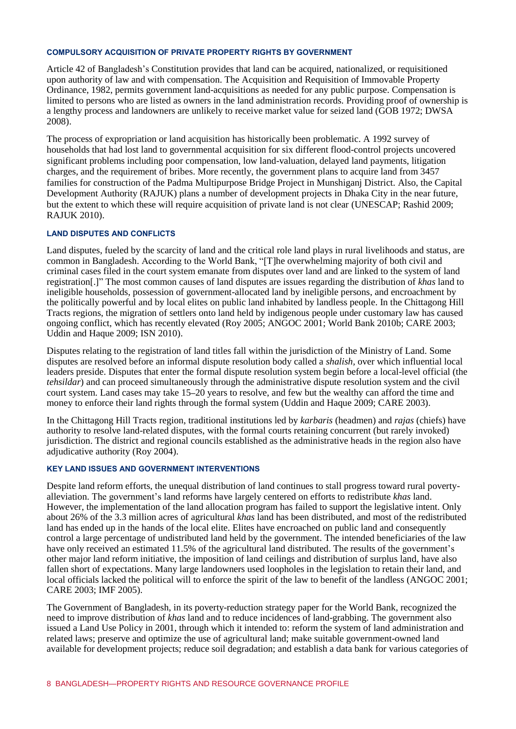#### COMPULSORY ACQUISITION OF PRIVATE PROPERTY RIGHTS BY GOVERNMENT

Article 42 of Bangladesh's Constitution provides that land can be acquired, nationalized, or requisitioned upon authority of law and with compensation. The Acquisition and Requisition of Immovable Property Ordinance, 1982, permits government land-acquisitions as needed for any public purpose. Compensation is limited to persons who are listed as owners in the land administration records. Providing proof of ownership is a lengthy process and landowners are unlikely to receive market value for seized land (GOB 1972; DWSA 2008).

The process of expropriation or land acquisition has historically been problematic. A 1992 survey of households that had lost land to governmental acquisition for six different flood-control projects uncovered significant problems including poor compensation, low land-valuation, delayed land payments, litigation charges, and the requirement of bribes. More recently, the government plans to acquire land from 3457 families for construction of the Padma Multipurpose Bridge Project in Munshiganj District. Also, the Capital Development Authority (RAJUK) plans a number of development projects in Dhaka City in the near future, but the extent to which these will require acquisition of private land is not clear (UNESCAP; Rashid 2009; RAJUK 2010).

#### LAND DISPUTES AND CONFLICTS

Land disputes, fueled by the scarcity of land and the critical role land plays in rural livelihoods and status, are common in Bangladesh. According to the World Bank, "[T]he overwhelming majority of both civil and criminal cases filed in the court system emanate from disputes over land and are linked to the system of land registration[.]" The most common causes of land disputes are issues regarding the distribution of *khas* land to ineligible households, possession of government-allocated land by ineligible persons, and encroachment by the politically powerful and by local elites on public land inhabited by landless people. In the Chittagong Hill Tracts regions, the migration of settlers onto land held by indigenous people under customary law has caused ongoing conflict, which has recently elevated (Roy 2005; ANGOC 2001; World Bank 2010b; CARE 2003; Uddin and Haque 2009; ISN 2010).

Disputes relating to the registration of land titles fall within the jurisdiction of the Ministry of Land. Some disputes are resolved before an informal dispute resolution body called a *shalish,* over which influential local leaders preside. Disputes that enter the formal dispute resolution system begin before a local-level official (the *tehsildar*) and can proceed simultaneously through the administrative dispute resolution system and the civil court system. Land cases may take 15–20 years to resolve, and few but the wealthy can afford the time and money to enforce their land rights through the formal system (Uddin and Haque 2009; CARE 2003).

In the Chittagong Hill Tracts region, traditional institutions led by *karbaris* (headmen) and *rajas* (chiefs) have authority to resolve land-related disputes, with the formal courts retaining concurrent (but rarely invoked) jurisdiction. The district and regional councils established as the administrative heads in the region also have adjudicative authority (Roy 2004).

#### KEY LAND ISSUES AND GOVERNMENT INTERVENTIONS

Despite land reform efforts, the unequal distribution of land continues to stall progress toward rural poverty-alleviation. The government's land reforms have largely centered on efforts to redistribute *khas* land. However, the implementation of the land allocation program has failed to support the legislative intent. Only about 26% of the 3.3 million acres of agricultural *khas* land has been distributed, and most of the redistributed land has ended up in the hands of the local elite. Elites have encroached on public land and consequently control a large percentage of undistributed land held by the government. The intended beneficiaries of the law have only received an estimated 11.5% of the agricultural land distributed. The results of the government's other major land reform initiative, the imposition of land ceilings and distribution of surplus land, have also fallen short of expectations. Many large landowners used loopholes in the legislation to retain their land, and local officials lacked the political will to enforce the spirit of the law to benefit of the landless (ANGOC 2001; CARE 2003; IMF 2005).

The Government of Bangladesh, in its poverty-reduction strategy paper for the World Bank, recognized the need to improve distribution of *khas* land and to reduce incidences of land-grabbing. The government also issued a Land Use Policy in 2001, through which it intended to: reform the system of land administration and related laws; preserve and optimize the use of agricultural land; make suitable government-owned land available for development projects; reduce soil degradation; and establish a data bank for various categories of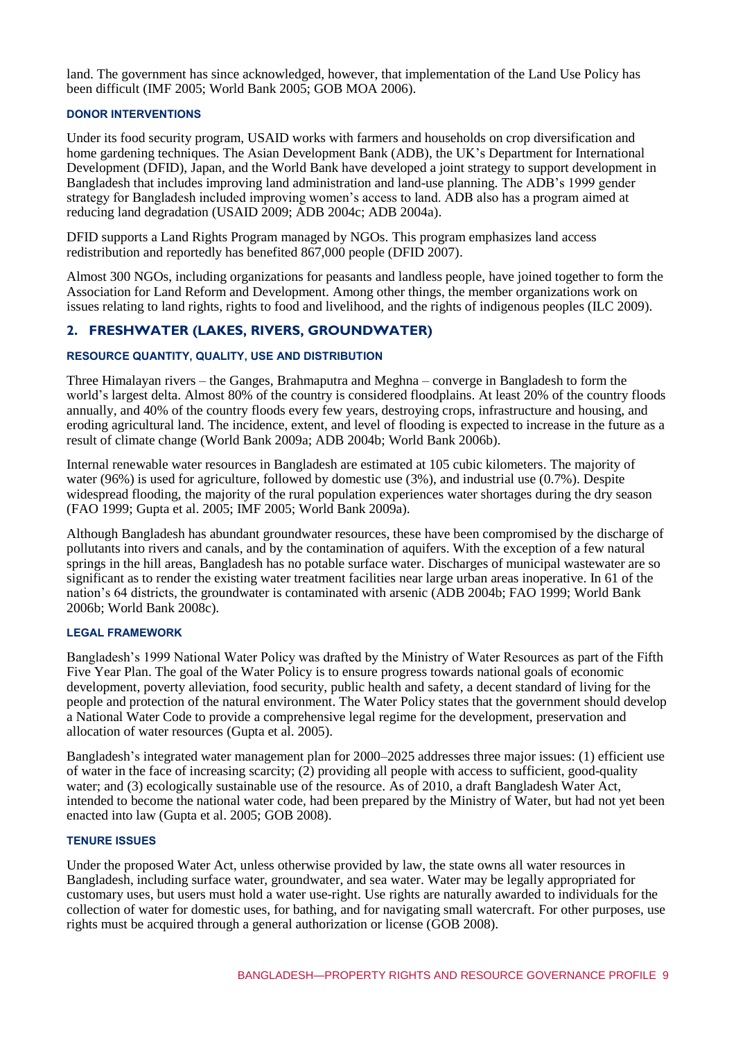land. The government has since acknowledged, however, that implementation of the Land Use Policy has been difficult (IMF 2005; World Bank 2005; GOB MOA 2006).

### DONOR INTERVENTIONS

Under its food security program, USAID works with farmers and households on crop diversification and home gardening techniques. The Asian Development Bank (ADB), the UK's Department for International Development (DFID), Japan, and the World Bank have developed a joint strategy to support development in Bangladesh that includes improving land administration and land-use planning. The ADB's 1999 gender strategy for Bangladesh included improving women's access to land. ADB also has a program aimed at reducing land degradation (USAID 2009; ADB 2004c; ADB 2004a).

DFID supports a Land Rights Program managed by NGOs. This program emphasizes land access redistribution and reportedly has benefited 867,000 people (DFID 2007).

Almost 300 NGOs, including organizations for peasants and landless people, have joined together to form the Association for Land Reform and Development. Among other things, the member organizations work on issues relating to land rights, rights to food and livelihood, and the rights of indigenous peoples (ILC 2009).

## 2. FRESHWATER (LAKES, RIVERS, GROUNDWATER)

### RESOURCE QUANTITY, QUALITY, USE AND DISTRIBUTION

Three Himalayan rivers – the Ganges, Brahmaputra and Meghna – converge in Bangladesh to form the world's largest delta. Almost 80% of the country is considered floodplains. At least 20% of the country floods annually, and 40% of the country floods every few years, destroying crops, infrastructure and housing, and eroding agricultural land. The incidence, extent, and level of flooding is expected to increase in the future as a result of climate change (World Bank 2009a; ADB 2004b; World Bank 2006b).

Internal renewable water resources in Bangladesh are estimated at 105 cubic kilometers. The majority of water (96%) is used for agriculture, followed by domestic use (3%), and industrial use (0.7%). Despite widespread flooding, the majority of the rural population experiences water shortages during the dry season (FAO 1999; Gupta et al. 2005; IMF 2005; World Bank 2009a).

Although Bangladesh has abundant groundwater resources, these have been compromised by the discharge of pollutants into rivers and canals, and by the contamination of aquifers. With the exception of a few natural springs in the hill areas, Bangladesh has no potable surface water. Discharges of municipal wastewater are so significant as to render the existing water treatment facilities near large urban areas inoperative. In 61 of the nation's 64 districts, the groundwater is contaminated with arsenic (ADB 2004b; FAO 1999; World Bank 2006b; World Bank 2008c).

### LEGAL FRAMEWORK

Bangladesh's 1999 National Water Policy was drafted by the Ministry of Water Resources as part of the Fifth Five Year Plan. The goal of the Water Policy is to ensure progress towards national goals of economic development, poverty alleviation, food security, public health and safety, a decent standard of living for the people and protection of the natural environment. The Water Policy states that the government should develop a National Water Code to provide a comprehensive legal regime for the development, preservation and allocation of water resources (Gupta et al. 2005).

Bangladesh's integrated water management plan for 2000–2025 addresses three major issues: (1) efficient use of water in the face of increasing scarcity; (2) providing all people with access to sufficient, good-quality water; and (3) ecologically sustainable use of the resource. As of 2010, a draft Bangladesh Water Act, intended to become the national water code, had been prepared by the Ministry of Water, but had not yet been enacted into law (Gupta et al. 2005; GOB 2008).

### TENURE ISSUES

Under the proposed Water Act, unless otherwise provided by law, the state owns all water resources in Bangladesh, including surface water, groundwater, and sea water. Water may be legally appropriated for customary uses, but users must hold a water use-right. Use rights are naturally awarded to individuals for the collection of water for domestic uses, for bathing, and for navigating small watercraft. For other purposes, use rights must be acquired through a general authorization or license (GOB 2008).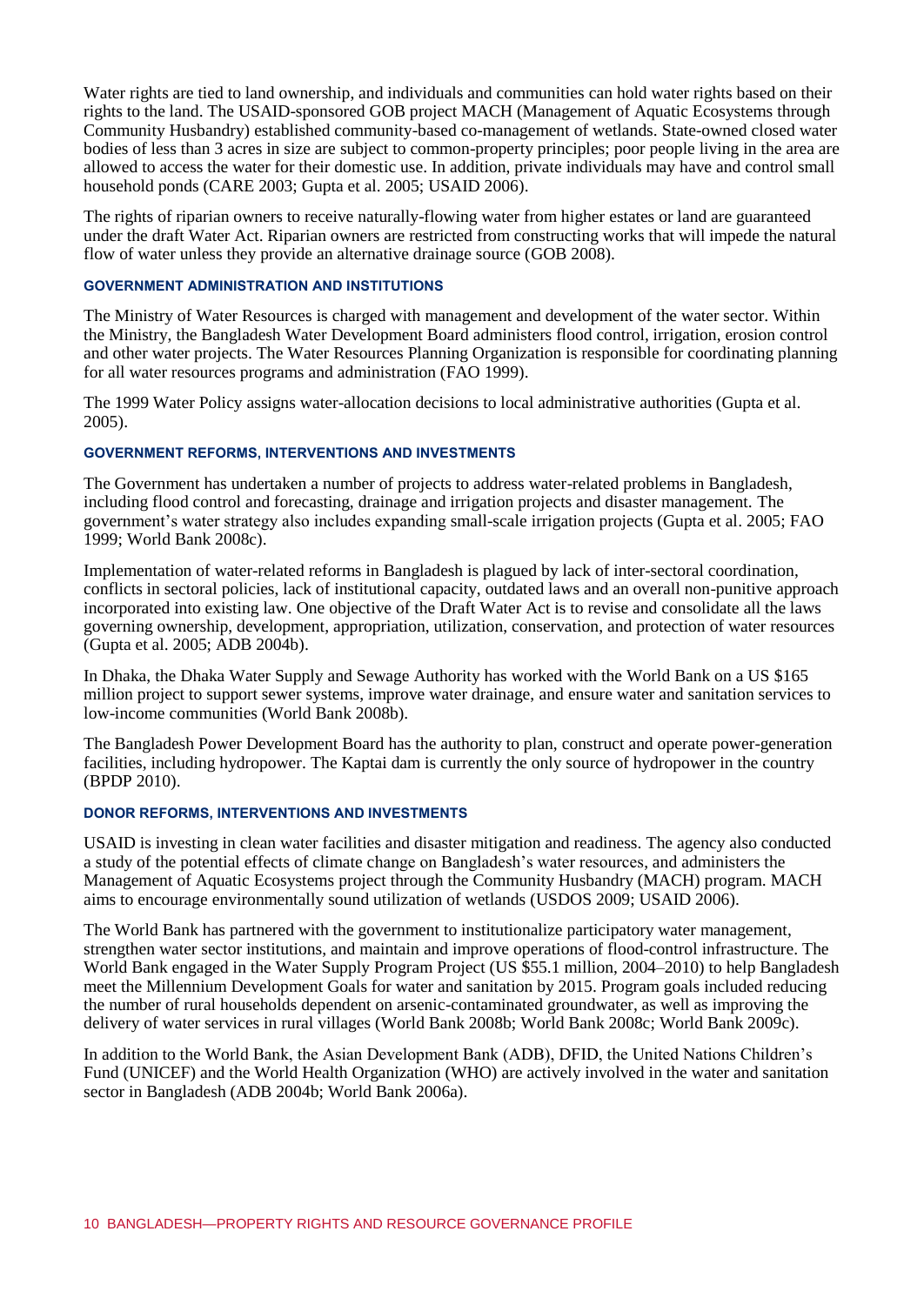Water rights are tied to land ownership, and individuals and communities can hold water rights based on their rights to the land. The USAID-sponsored GOB project MACH (Management of Aquatic Ecosystems through Community Husbandry) established community-based co-management of wetlands. State-owned closed water bodies of less than 3 acres in size are subject to common-property principles; poor people living in the area are allowed to access the water for their domestic use. In addition, private individuals may have and control small household ponds (CARE 2003; Gupta et al. 2005; USAID 2006).

The rights of riparian owners to receive naturally-flowing water from higher estates or land are guaranteed under the draft Water Act. Riparian owners are restricted from constructing works that will impede the natural flow of water unless they provide an alternative drainage source (GOB 2008).

### GOVERNMENT ADMINISTRATION AND INSTITUTIONS

The Ministry of Water Resources is charged with management and development of the water sector. Within the Ministry, the Bangladesh Water Development Board administers flood control, irrigation, erosion control and other water projects. The Water Resources Planning Organization is responsible for coordinating planning for all water resources programs and administration (FAO 1999).

The 1999 Water Policy assigns water-allocation decisions to local administrative authorities (Gupta et al. 2005).

### GOVERNMENT REFORMS, INTERVENTIONS AND INVESTMENTS

The Government has undertaken a number of projects to address water-related problems in Bangladesh, including flood control and forecasting, drainage and irrigation projects and disaster management. The government's water strategy also includes expanding small-scale irrigation projects (Gupta et al. 2005; FAO 1999; World Bank 2008c).

Implementation of water-related reforms in Bangladesh is plagued by lack of inter-sectoral coordination, conflicts in sectoral policies, lack of institutional capacity, outdated laws and an overall non-punitive approach incorporated into existing law. One objective of the Draft Water Act is to revise and consolidate all the laws governing ownership, development, appropriation, utilization, conservation, and protection of water resources (Gupta et al. 2005; ADB 2004b).

In Dhaka, the Dhaka Water Supply and Sewage Authority has worked with the World Bank on a US $165 million project to support sewer systems, improve water drainage, and ensure water and sanitation services to low-income communities (World Bank 2008b).

The Bangladesh Power Development Board has the authority to plan, construct and operate power-generation facilities, including hydropower. The Kaptai dam is currently the only source of hydropower in the country (BPDP 2010).

### DONOR REFORMS, INTERVENTIONS AND INVESTMENTS

USAID is investing in clean water facilities and disaster mitigation and readiness. The agency also conducted a study of the potential effects of climate change on Bangladesh's water resources, and administers the Management of Aquatic Ecosystems project through the Community Husbandry (MACH) program. MACH aims to encourage environmentally sound utilization of wetlands (USDOS 2009; USAID 2006).

The World Bank has partnered with the government to institutionalize participatory water management, strengthen water sector institutions, and maintain and improve operations of flood-control infrastructure. The World Bank engaged in the Water Supply Program Project (US $55.1 million, 2004–2010) to help Bangladesh meet the Millennium Development Goals for water and sanitation by 2015. Program goals included reducing the number of rural households dependent on arsenic-contaminated groundwater, as well as improving the delivery of water services in rural villages (World Bank 2008b; World Bank 2008c; World Bank 2009c).

In addition to the World Bank, the Asian Development Bank (ADB), DFID, the United Nations Children's Fund (UNICEF) and the World Health Organization (WHO) are actively involved in the water and sanitation sector in Bangladesh (ADB 2004b; World Bank 2006a).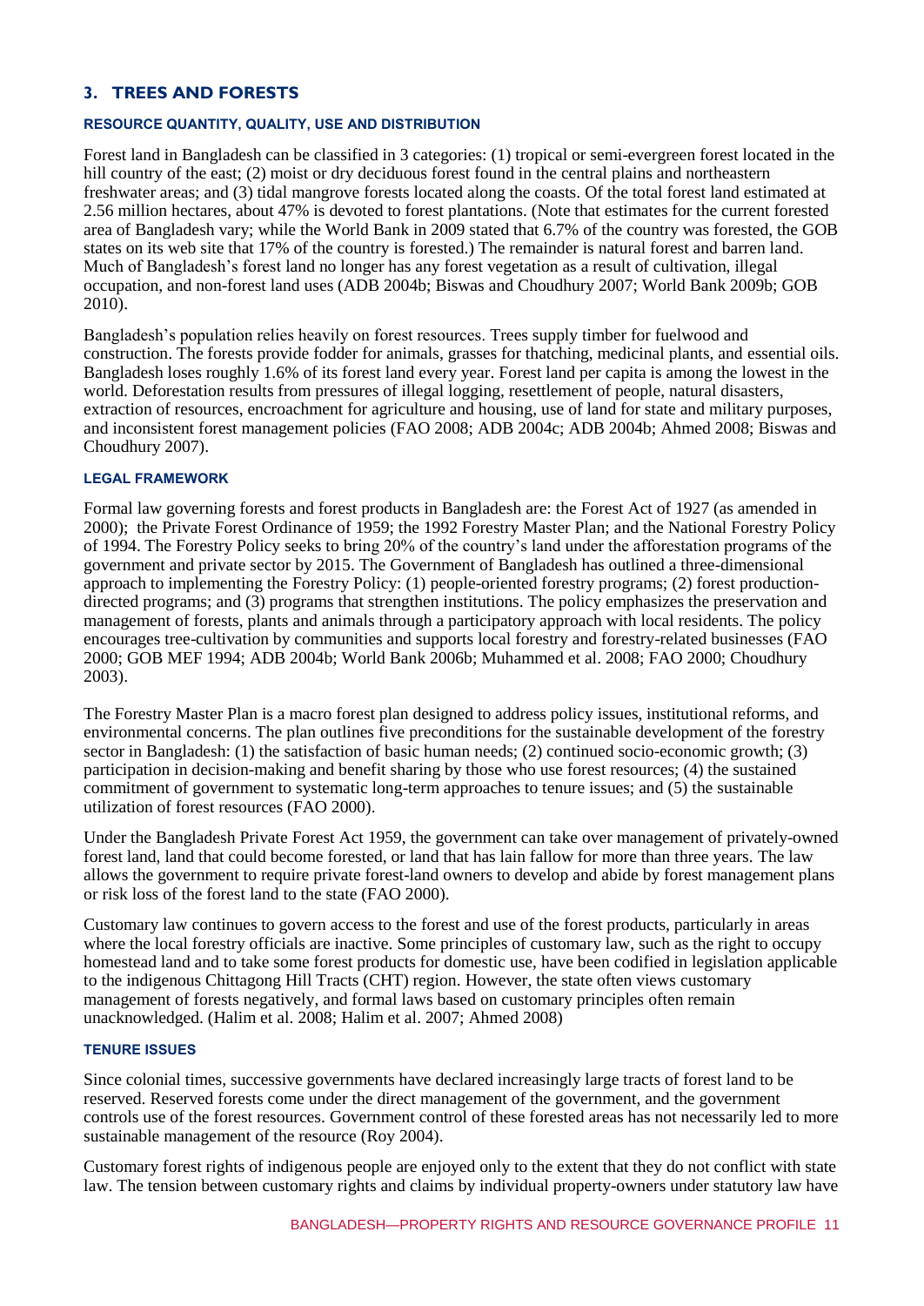## 3. TREES AND FORESTS

### RESOURCE QUANTITY, QUALITY, USE AND DISTRIBUTION

Forest land in Bangladesh can be classified in 3 categories: (1) tropical or semi-evergreen forest located in the hill country of the east; (2) moist or dry deciduous forest found in the central plains and northeastern freshwater areas; and (3) tidal mangrove forests located along the coasts. Of the total forest land estimated at 2.56 million hectares, about 47% is devoted to forest plantations. (Note that estimates for the current forested area of Bangladesh vary; while the World Bank in 2009 stated that 6.7% of the country was forested, the GOB states on its web site that 17% of the country is forested.) The remainder is natural forest and barren land. Much of Bangladesh's forest land no longer has any forest vegetation as a result of cultivation, illegal occupation, and non-forest land uses (ADB 2004b; Biswas and Choudhury 2007; World Bank 2009b; GOB 2010).

Bangladesh's population relies heavily on forest resources. Trees supply timber for fuelwood and construction. The forests provide fodder for animals, grasses for thatching, medicinal plants, and essential oils. Bangladesh loses roughly 1.6% of its forest land every year. Forest land per capita is among the lowest in the world. Deforestation results from pressures of illegal logging, resettlement of people, natural disasters, extraction of resources, encroachment for agriculture and housing, use of land for state and military purposes, and inconsistent forest management policies (FAO 2008; ADB 2004c; ADB 2004b; Ahmed 2008; Biswas and Choudhury 2007).

### LEGAL FRAMEWORK

Formal law governing forests and forest products in Bangladesh are: the Forest Act of 1927 (as amended in 2000); the Private Forest Ordinance of 1959; the 1992 Forestry Master Plan; and the National Forestry Policy of 1994. The Forestry Policy seeks to bring 20% of the country's land under the afforestation programs of the government and private sector by 2015. The Government of Bangladesh has outlined a three-dimensional approach to implementing the Forestry Policy: (1) people-oriented forestry programs; (2) forest production-directed programs; and (3) programs that strengthen institutions. The policy emphasizes the preservation and management of forests, plants and animals through a participatory approach with local residents. The policy encourages tree-cultivation by communities and supports local forestry and forestry-related businesses (FAO 2000; GOB MEF 1994; ADB 2004b; World Bank 2006b; Muhammed et al. 2008; FAO 2000; Choudhury 2003).

The Forestry Master Plan is a macro forest plan designed to address policy issues, institutional reforms, and environmental concerns. The plan outlines five preconditions for the sustainable development of the forestry sector in Bangladesh: (1) the satisfaction of basic human needs; (2) continued socio-economic growth; (3) participation in decision-making and benefit sharing by those who use forest resources; (4) the sustained commitment of government to systematic long-term approaches to tenure issues; and (5) the sustainable utilization of forest resources (FAO 2000).

Under the Bangladesh Private Forest Act 1959, the government can take over management of privately-owned forest land, land that could become forested, or land that has lain fallow for more than three years. The law allows the government to require private forest-land owners to develop and abide by forest management plans or risk loss of the forest land to the state (FAO 2000).

Customary law continues to govern access to the forest and use of the forest products, particularly in areas where the local forestry officials are inactive. Some principles of customary law, such as the right to occupy homestead land and to take some forest products for domestic use, have been codified in legislation applicable to the indigenous Chittagong Hill Tracts (CHT) region. However, the state often views customary management of forests negatively, and formal laws based on customary principles often remain unacknowledged. (Halim et al. 2008; Halim et al. 2007; Ahmed 2008)

### TENURE ISSUES

Since colonial times, successive governments have declared increasingly large tracts of forest land to be reserved. Reserved forests come under the direct management of the government, and the government controls use of the forest resources. Government control of these forested areas has not necessarily led to more sustainable management of the resource (Roy 2004).

Customary forest rights of indigenous people are enjoyed only to the extent that they do not conflict with state law. The tension between customary rights and claims by individual property-owners under statutory law have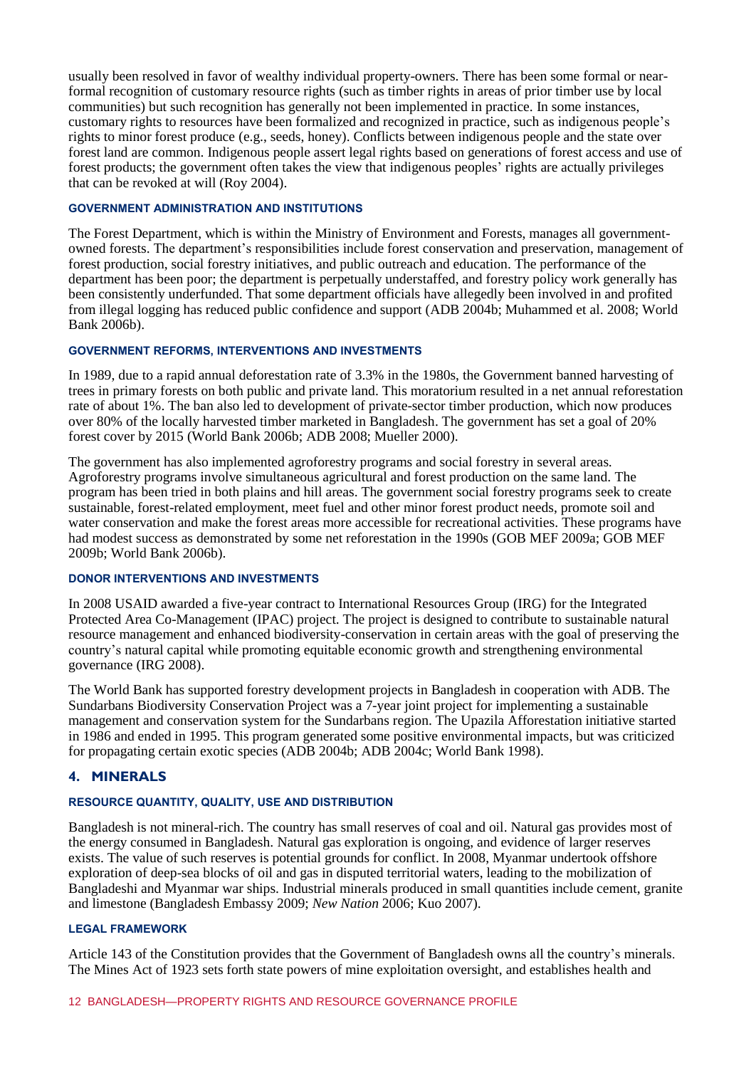usually been resolved in favor of wealthy individual property-owners. There has been some formal or near-formal recognition of customary resource rights (such as timber rights in areas of prior timber use by local communities) but such recognition has generally not been implemented in practice. In some instances, customary rights to resources have been formalized and recognized in practice, such as indigenous people's rights to minor forest produce (e.g., seeds, honey). Conflicts between indigenous people and the state over forest land are common. Indigenous people assert legal rights based on generations of forest access and use of forest products; the government often takes the view that indigenous peoples' rights are actually privileges that can be revoked at will (Roy 2004).

### GOVERNMENT ADMINISTRATION AND INSTITUTIONS

The Forest Department, which is within the Ministry of Environment and Forests, manages all government-owned forests. The department's responsibilities include forest conservation and preservation, management of forest production, social forestry initiatives, and public outreach and education. The performance of the department has been poor; the department is perpetually understaffed, and forestry policy work generally has been consistently underfunded. That some department officials have allegedly been involved in and profited from illegal logging has reduced public confidence and support (ADB 2004b; Muhammed et al. 2008; World Bank 2006b).

### GOVERNMENT REFORMS, INTERVENTIONS AND INVESTMENTS

In 1989, due to a rapid annual deforestation rate of 3.3% in the 1980s, the Government banned harvesting of trees in primary forests on both public and private land. This moratorium resulted in a net annual reforestation rate of about 1%. The ban also led to development of private-sector timber production, which now produces over 80% of the locally harvested timber marketed in Bangladesh. The government has set a goal of 20% forest cover by 2015 (World Bank 2006b; ADB 2008; Mueller 2000).

The government has also implemented agroforestry programs and social forestry in several areas. Agroforestry programs involve simultaneous agricultural and forest production on the same land. The program has been tried in both plains and hill areas. The government social forestry programs seek to create sustainable, forest-related employment, meet fuel and other minor forest product needs, promote soil and water conservation and make the forest areas more accessible for recreational activities. These programs have had modest success as demonstrated by some net reforestation in the 1990s (GOB MEF 2009a; GOB MEF 2009b; World Bank 2006b).

### DONOR INTERVENTIONS AND INVESTMENTS

In 2008 USAID awarded a five-year contract to International Resources Group (IRG) for the Integrated Protected Area Co-Management (IPAC) project. The project is designed to contribute to sustainable natural resource management and enhanced biodiversity-conservation in certain areas with the goal of preserving the country's natural capital while promoting equitable economic growth and strengthening environmental governance (IRG 2008).

The World Bank has supported forestry development projects in Bangladesh in cooperation with ADB. The Sundarbans Biodiversity Conservation Project was a 7-year joint project for implementing a sustainable management and conservation system for the Sundarbans region. The Upazila Afforestation initiative started in 1986 and ended in 1995. This program generated some positive environmental impacts, but was criticized for propagating certain exotic species (ADB 2004b; ADB 2004c; World Bank 1998).

## 4. MINERALS

### RESOURCE QUANTITY, QUALITY, USE AND DISTRIBUTION

Bangladesh is not mineral-rich. The country has small reserves of coal and oil. Natural gas provides most of the energy consumed in Bangladesh. Natural gas exploration is ongoing, and evidence of larger reserves exists. The value of such reserves is potential grounds for conflict. In 2008, Myanmar undertook offshore exploration of deep-sea blocks of oil and gas in disputed territorial waters, leading to the mobilization of Bangladeshi and Myanmar war ships. Industrial minerals produced in small quantities include cement, granite and limestone (Bangladesh Embassy 2009; *New Nation* 2006; Kuo 2007).

### LEGAL FRAMEWORK

Article 143 of the Constitution provides that the Government of Bangladesh owns all the country's minerals. The Mines Act of 1923 sets forth state powers of mine exploitation oversight, and establishes health and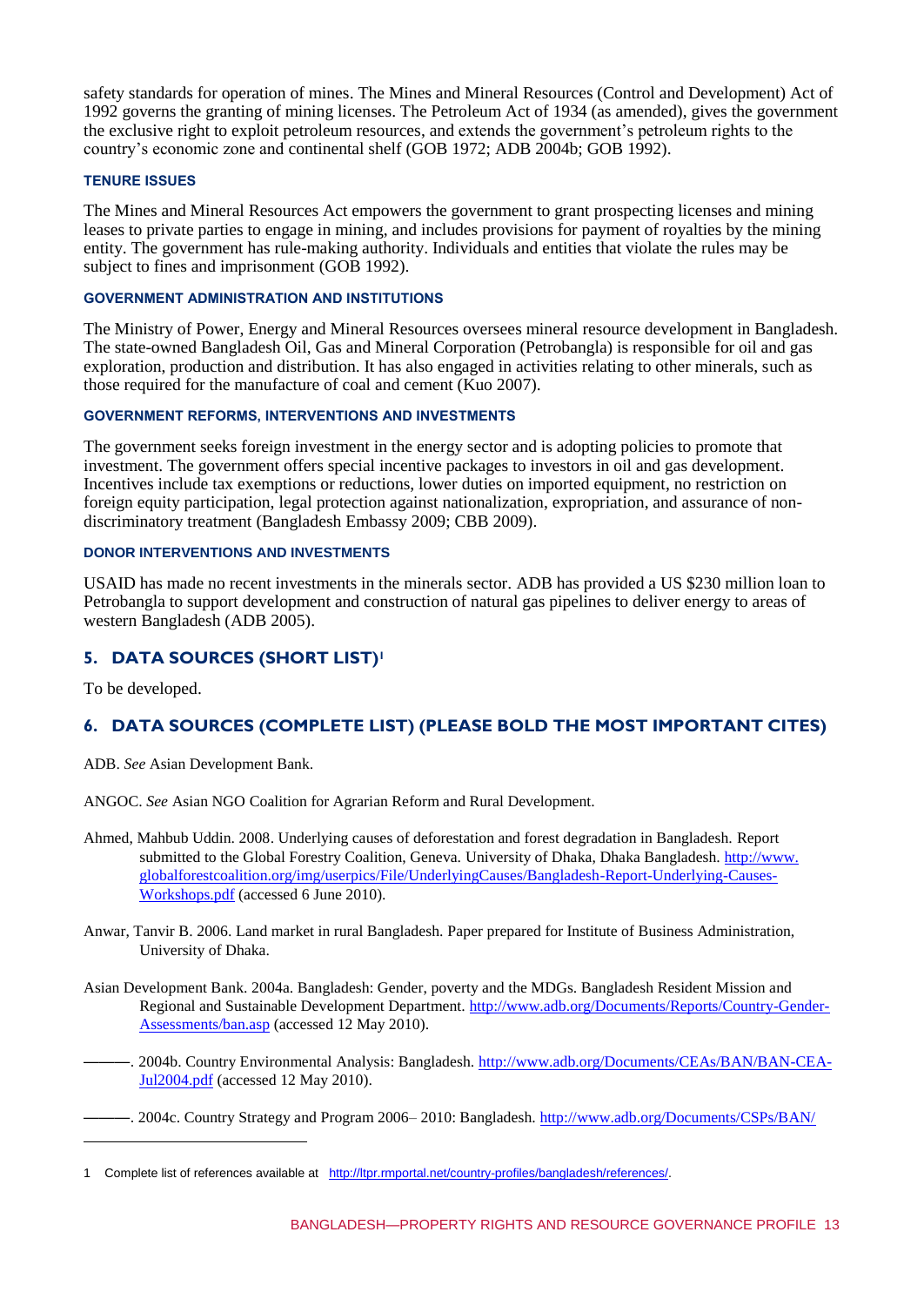safety standards for operation of mines. The Mines and Mineral Resources (Control and Development) Act of 1992 governs the granting of mining licenses. The Petroleum Act of 1934 (as amended), gives the government the exclusive right to exploit petroleum resources, and extends the government's petroleum rights to the country's economic zone and continental shelf (GOB 1972; ADB 2004b; GOB 1992).

#### TENURE ISSUES

The Mines and Mineral Resources Act empowers the government to grant prospecting licenses and mining leases to private parties to engage in mining, and includes provisions for payment of royalties by the mining entity. The government has rule-making authority. Individuals and entities that violate the rules may be subject to fines and imprisonment (GOB 1992).

#### GOVERNMENT ADMINISTRATION AND INSTITUTIONS

The Ministry of Power, Energy and Mineral Resources oversees mineral resource development in Bangladesh. The state-owned Bangladesh Oil, Gas and Mineral Corporation (Petrobangla) is responsible for oil and gas exploration, production and distribution. It has also engaged in activities relating to other minerals, such as those required for the manufacture of coal and cement (Kuo 2007).

#### GOVERNMENT REFORMS, INTERVENTIONS AND INVESTMENTS

The government seeks foreign investment in the energy sector and is adopting policies to promote that investment. The government offers special incentive packages to investors in oil and gas development. Incentives include tax exemptions or reductions, lower duties on imported equipment, no restriction on foreign equity participation, legal protection against nationalization, expropriation, and assurance of non-discriminatory treatment (Bangladesh Embassy 2009; CBB 2009).

#### DONOR INTERVENTIONS AND INVESTMENTS

USAID has made no recent investments in the minerals sector. ADB has provided a US $230 million loan to Petrobangla to support development and construction of natural gas pipelines to deliver energy to areas of western Bangladesh (ADB 2005).

## 5. DATA SOURCES (SHORT LIST)[1]

To be developed.

## 6. DATA SOURCES (COMPLETE LIST) (PLEASE BOLD THE MOST IMPORTANT CITES)

ADB. *See* Asian Development Bank.

ANGOC. *See* Asian NGO Coalition for Agrarian Reform and Rural Development.

Ahmed, Mahbub Uddin. 2008. Underlying causes of deforestation and forest degradation in Bangladesh. Report submitted to the Global Forestry Coalition, Geneva. University of Dhaka, Dhaka Bangladesh. http://www.globalforestcoalition.org/img/userpics/File/UnderlyingCauses/Bangladesh-Report-Underlying-Causes-Workshops.pdf (accessed 6 June 2010).

Anwar, Tanvir B. 2006. Land market in rural Bangladesh. Paper prepared for Institute of Business Administration, University of Dhaka.

Asian Development Bank. 2004a. Bangladesh: Gender, poverty and the MDGs. Bangladesh Resident Mission and Regional and Sustainable Development Department. http://www.adb.org/Documents/Reports/Country-Gender-Assessments/ban.asp (accessed 12 May 2010).

———. 2004b. Country Environmental Analysis: Bangladesh. http://www.adb.org/Documents/CEAs/BAN/BAN-CEA-Jul2004.pdf (accessed 12 May 2010).

———. 2004c. Country Strategy and Program 2006– 2010: Bangladesh. http://www.adb.org/Documents/CSPs/BAN/

---

1 Complete list of references available at http://ltpr.rmportal.net/country-profiles/bangladesh/references/.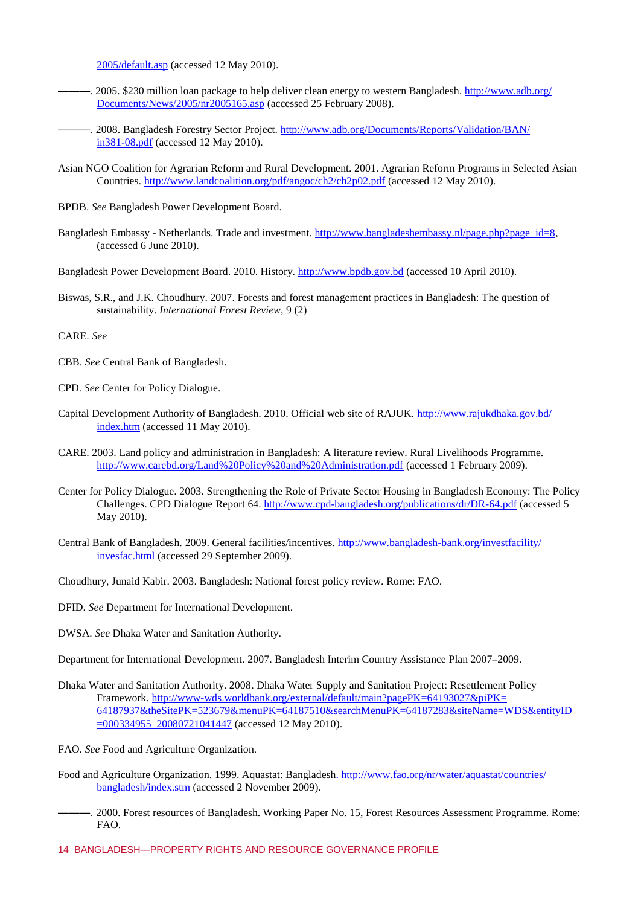2005/default.asp (accessed 12 May 2010).

———. 2005. $230 million loan package to help deliver clean energy to western Bangladesh. http://www.adb.org/Documents/News/2005/nr2005165.asp (accessed 25 February 2008).

———. 2008. Bangladesh Forestry Sector Project. http://www.adb.org/Documents/Reports/Validation/BAN/in381-08.pdf (accessed 12 May 2010).

Asian NGO Coalition for Agrarian Reform and Rural Development. 2001. Agrarian Reform Programs in Selected Asian Countries. http://www.landcoalition.org/pdf/angoc/ch2/ch2p02.pdf (accessed 12 May 2010).

BPDB. *See* Bangladesh Power Development Board.

Bangladesh Embassy - Netherlands. Trade and investment. http://www.bangladeshembassy.nl/page.php?page_id=8, (accessed 6 June 2010).

Bangladesh Power Development Board. 2010. History. http://www.bpdb.gov.bd (accessed 10 April 2010).

Biswas, S.R., and J.K. Choudhury. 2007. Forests and forest management practices in Bangladesh: The question of sustainability. *International Forest Review,* 9 (2)

CARE. *See*

CBB. *See* Central Bank of Bangladesh.

CPD. *See* Center for Policy Dialogue.

Capital Development Authority of Bangladesh. 2010. Official web site of RAJUK. http://www.rajukdhaka.gov.bd/index.htm (accessed 11 May 2010).

CARE. 2003. Land policy and administration in Bangladesh: A literature review. Rural Livelihoods Programme. http://www.carebd.org/Land%20Policy%20and%20Administration.pdf (accessed 1 February 2009).

Center for Policy Dialogue. 2003. Strengthening the Role of Private Sector Housing in Bangladesh Economy: The Policy Challenges. CPD Dialogue Report 64. http://www.cpd-bangladesh.org/publications/dr/DR-64.pdf (accessed 5 May 2010).

Central Bank of Bangladesh. 2009. General facilities/incentives. http://www.bangladesh-bank.org/investfacility/invesfac.html (accessed 29 September 2009).

Choudhury, Junaid Kabir. 2003. Bangladesh: National forest policy review. Rome: FAO.

DFID. *See* Department for International Development.

DWSA. *See* Dhaka Water and Sanitation Authority.

Department for International Development. 2007. Bangladesh Interim Country Assistance Plan 2007–2009.

Dhaka Water and Sanitation Authority. 2008. Dhaka Water Supply and Sanitation Project: Resettlement Policy Framework. http://www-wds.worldbank.org/external/default/main?pagePK=64193027&piPK=64187937&theSitePK=523679&menuPK=64187510&searchMenuPK=64187283&siteName=WDS&entityID=000334955_20080721041447 (accessed 12 May 2010).

FAO. *See* Food and Agriculture Organization.

Food and Agriculture Organization. 1999. Aquastat: Bangladesh. http://www.fao.org/nr/water/aquastat/countries/bangladesh/index.stm (accessed 2 November 2009).

———. 2000. Forest resources of Bangladesh. Working Paper No. 15, Forest Resources Assessment Programme. Rome: FAO.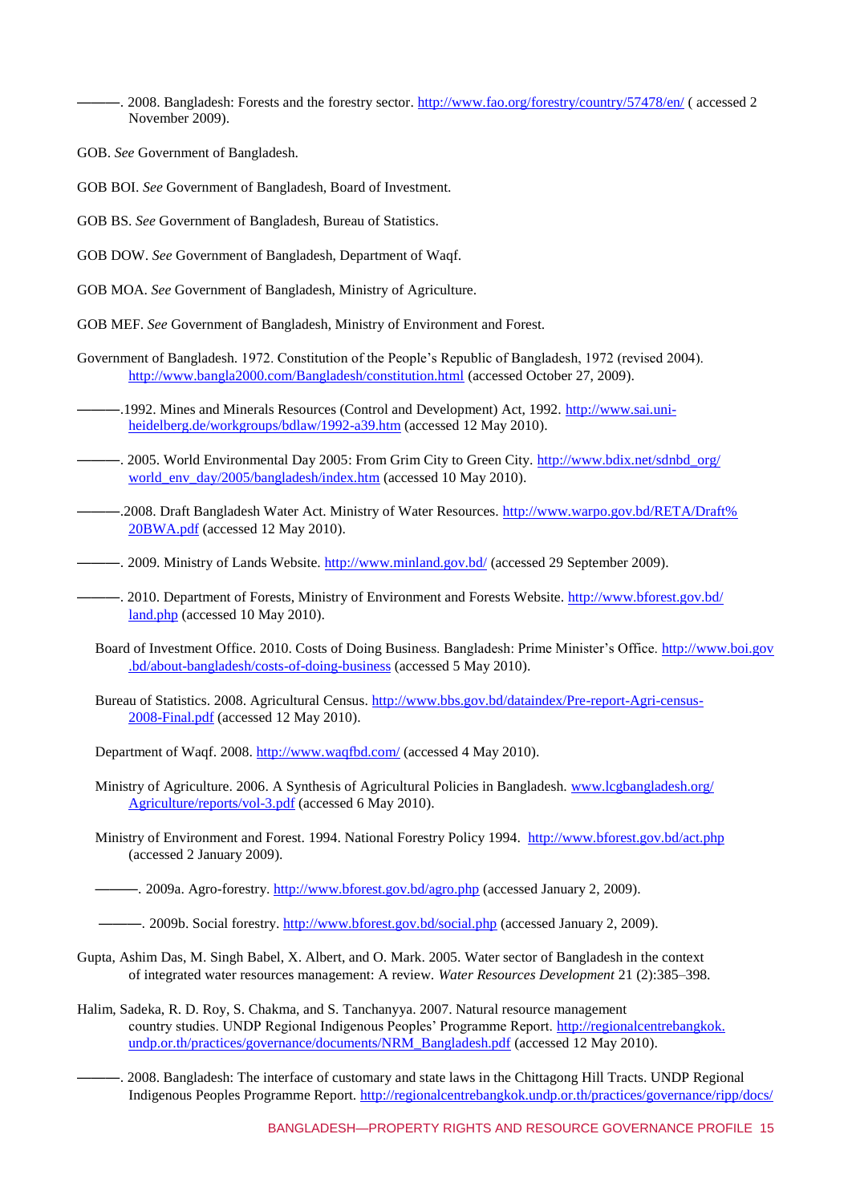———. 2008. Bangladesh: Forests and the forestry sector. http://www.fao.org/forestry/country/57478/en/ ( accessed 2 November 2009).

GOB. *See* Government of Bangladesh.

GOB BOI. *See* Government of Bangladesh, Board of Investment.

GOB BS. *See* Government of Bangladesh, Bureau of Statistics.

GOB DOW. *See* Government of Bangladesh, Department of Waqf.

GOB MOA. *See* Government of Bangladesh, Ministry of Agriculture.

GOB MEF. *See* Government of Bangladesh, Ministry of Environment and Forest.

Government of Bangladesh. 1972. Constitution of the People's Republic of Bangladesh, 1972 (revised 2004). http://www.bangla2000.com/Bangladesh/constitution.html (accessed October 27, 2009).

———.1992. Mines and Minerals Resources (Control and Development) Act, 1992. http://www.sai.uni-heidelberg.de/workgroups/bdlaw/1992-a39.htm (accessed 12 May 2010).

———. 2005. World Environmental Day 2005: From Grim City to Green City. http://www.bdix.net/sdnbd_org/world_env_day/2005/bangladesh/index.htm (accessed 10 May 2010).

———.2008. Draft Bangladesh Water Act. Ministry of Water Resources. http://www.warpo.gov.bd/RETA/Draft%20BWA.pdf (accessed 12 May 2010).

———. 2009. Ministry of Lands Website. http://www.minland.gov.bd/ (accessed 29 September 2009).

———. 2010. Department of Forests, Ministry of Environment and Forests Website. http://www.bforest.gov.bd/land.php (accessed 10 May 2010).

Board of Investment Office. 2010. Costs of Doing Business. Bangladesh: Prime Minister's Office. http://www.boi.gov.bd/about-bangladesh/costs-of-doing-business (accessed 5 May 2010).

Bureau of Statistics. 2008. Agricultural Census. http://www.bbs.gov.bd/dataindex/Pre-report-Agri-census-2008-Final.pdf (accessed 12 May 2010).

Department of Waqf. 2008. http://www.waqfbd.com/ (accessed 4 May 2010).

Ministry of Agriculture. 2006. A Synthesis of Agricultural Policies in Bangladesh. www.lcgbangladesh.org/Agriculture/reports/vol-3.pdf (accessed 6 May 2010).

Ministry of Environment and Forest. 1994. National Forestry Policy 1994. http://www.bforest.gov.bd/act.php (accessed 2 January 2009).

———. 2009a. Agro-forestry. http://www.bforest.gov.bd/agro.php (accessed January 2, 2009).

———. 2009b. Social forestry. http://www.bforest.gov.bd/social.php (accessed January 2, 2009).

Gupta, Ashim Das, M. Singh Babel, X. Albert, and O. Mark. 2005. Water sector of Bangladesh in the context of integrated water resources management: A review. *Water Resources Development* 21 (2):385–398.

Halim, Sadeka, R. D. Roy, S. Chakma, and S. Tanchanyya. 2007. Natural resource management country studies. UNDP Regional Indigenous Peoples' Programme Report. http://regionalcentrebangkok.undp.or.th/practices/governance/documents/NRM_Bangladesh.pdf (accessed 12 May 2010).

———. 2008. Bangladesh: The interface of customary and state laws in the Chittagong Hill Tracts. UNDP Regional Indigenous Peoples Programme Report. http://regionalcentrebangkok.undp.or.th/practices/governance/ripp/docs/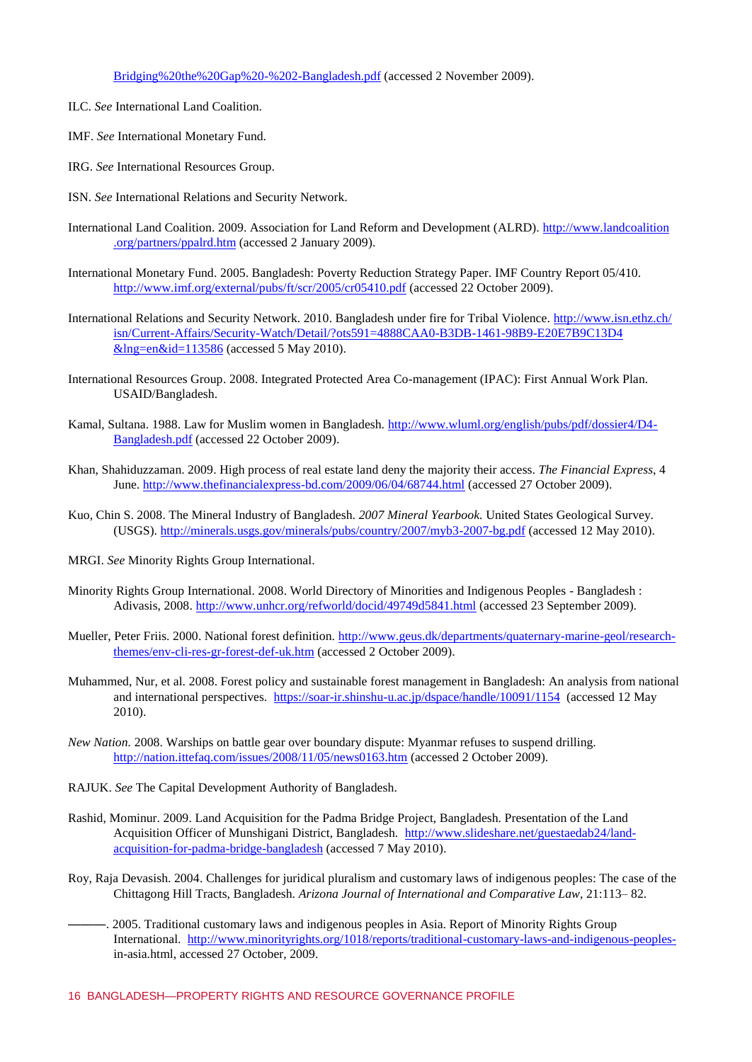Bridging%20the%20Gap%20-%202-Bangladesh.pdf (accessed 2 November 2009).

ILC. *See* International Land Coalition.

IMF. *See* International Monetary Fund.

IRG. *See* International Resources Group.

ISN. *See* International Relations and Security Network.

International Land Coalition. 2009. Association for Land Reform and Development (ALRD). http://www.landcoalition.org/partners/ppalrd.htm (accessed 2 January 2009).

International Monetary Fund. 2005. Bangladesh: Poverty Reduction Strategy Paper. IMF Country Report 05/410. http://www.imf.org/external/pubs/ft/scr/2005/cr05410.pdf (accessed 22 October 2009).

International Relations and Security Network. 2010. Bangladesh under fire for Tribal Violence. http://www.isn.ethz.ch/isn/Current-Affairs/Security-Watch/Detail/?ots591=4888CAA0-B3DB-1461-98B9-E20E7B9C13D4&lng=en&id=113586 (accessed 5 May 2010).

International Resources Group. 2008. Integrated Protected Area Co-management (IPAC): First Annual Work Plan. USAID/Bangladesh.

Kamal, Sultana. 1988. Law for Muslim women in Bangladesh. http://www.wluml.org/english/pubs/pdf/dossier4/D4-Bangladesh.pdf (accessed 22 October 2009).

Khan, Shahiduzzaman. 2009. High process of real estate land deny the majority their access. *The Financial Express*, 4 June. http://www.thefinancialexpress-bd.com/2009/06/04/68744.html (accessed 27 October 2009).

Kuo, Chin S. 2008. The Mineral Industry of Bangladesh. *2007 Mineral Yearbook.* United States Geological Survey. (USGS). http://minerals.usgs.gov/minerals/pubs/country/2007/myb3-2007-bg.pdf (accessed 12 May 2010).

MRGI. *See* Minority Rights Group International.

Minority Rights Group International. 2008. World Directory of Minorities and Indigenous Peoples - Bangladesh : Adivasis, 2008. http://www.unhcr.org/refworld/docid/49749d5841.html (accessed 23 September 2009).

Mueller, Peter Friis. 2000. National forest definition. http://www.geus.dk/departments/quaternary-marine-geol/research-themes/env-cli-res-gr-forest-def-uk.htm (accessed 2 October 2009).

Muhammed, Nur, et al. 2008. Forest policy and sustainable forest management in Bangladesh: An analysis from national and international perspectives. https://soar-ir.shinshu-u.ac.jp/dspace/handle/10091/1154 (accessed 12 May 2010).

*New Nation.* 2008. Warships on battle gear over boundary dispute: Myanmar refuses to suspend drilling. http://nation.ittefaq.com/issues/2008/11/05/news0163.htm (accessed 2 October 2009).

RAJUK. *See* The Capital Development Authority of Bangladesh.

Rashid, Mominur. 2009. Land Acquisition for the Padma Bridge Project, Bangladesh. Presentation of the Land Acquisition Officer of Munshigani District, Bangladesh. http://www.slideshare.net/guestaedab24/land-acquisition-for-padma-bridge-bangladesh (accessed 7 May 2010).

Roy, Raja Devasish. 2004. Challenges for juridical pluralism and customary laws of indigenous peoples: The case of the Chittagong Hill Tracts, Bangladesh. *Arizona Journal of International and Comparative Law*, 21:113– 82.

———. 2005. Traditional customary laws and indigenous peoples in Asia. Report of Minority Rights Group International. http://www.minorityrights.org/1018/reports/traditional-customary-laws-and-indigenous-peoples-in-asia.html, accessed 27 October, 2009.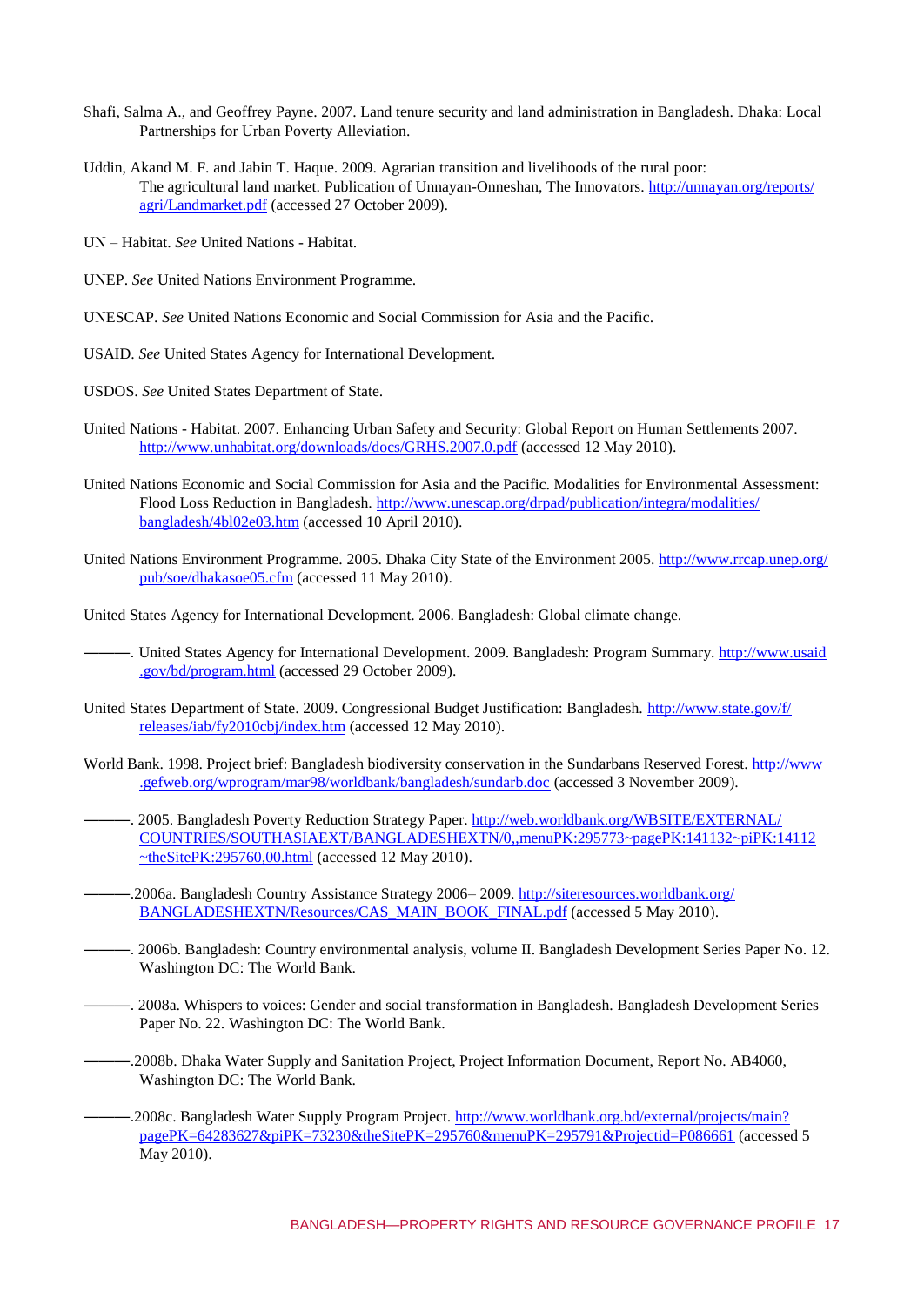Shafi, Salma A., and Geoffrey Payne. 2007. Land tenure security and land administration in Bangladesh. Dhaka: Local Partnerships for Urban Poverty Alleviation.

Uddin, Akand M. F. and Jabin T. Haque. 2009. Agrarian transition and livelihoods of the rural poor: The agricultural land market. Publication of Unnayan-Onneshan, The Innovators. http://unnayan.org/reports/agri/Landmarket.pdf (accessed 27 October 2009).

UN – Habitat. *See* United Nations - Habitat.

UNEP. *See* United Nations Environment Programme.

UNESCAP. *See* United Nations Economic and Social Commission for Asia and the Pacific.

USAID. *See* United States Agency for International Development.

USDOS. *See* United States Department of State.

United Nations - Habitat. 2007. Enhancing Urban Safety and Security: Global Report on Human Settlements 2007. http://www.unhabitat.org/downloads/docs/GRHS.2007.0.pdf (accessed 12 May 2010).

United Nations Economic and Social Commission for Asia and the Pacific. Modalities for Environmental Assessment: Flood Loss Reduction in Bangladesh. http://www.unescap.org/drpad/publication/integra/modalities/bangladesh/4bl02e03.htm (accessed 10 April 2010).

United Nations Environment Programme. 2005. Dhaka City State of the Environment 2005. http://www.rrcap.unep.org/pub/soe/dhakasoe05.cfm (accessed 11 May 2010).

United States Agency for International Development. 2006. Bangladesh: Global climate change.

———. United States Agency for International Development. 2009. Bangladesh: Program Summary. http://www.usaid.gov/bd/program.html (accessed 29 October 2009).

United States Department of State. 2009. Congressional Budget Justification: Bangladesh. http://www.state.gov/f/releases/iab/fy2010cbj/index.htm (accessed 12 May 2010).

World Bank. 1998. Project brief: Bangladesh biodiversity conservation in the Sundarbans Reserved Forest. http://www.gefweb.org/wprogram/mar98/worldbank/bangladesh/sundarb.doc (accessed 3 November 2009).

———. 2005. Bangladesh Poverty Reduction Strategy Paper. http://web.worldbank.org/WBSITE/EXTERNAL/COUNTRIES/SOUTHASIAEXT/BANGLADESHEXTN/0,,menuPK:295773~pagePK:141132~piPK:14112~theSitePK:295760,00.html (accessed 12 May 2010).

———.2006a. Bangladesh Country Assistance Strategy 2006– 2009. http://siteresources.worldbank.org/BANGLADESHEXTN/Resources/CAS_MAIN_BOOK_FINAL.pdf (accessed 5 May 2010).

———. 2006b. Bangladesh: Country environmental analysis, volume II. Bangladesh Development Series Paper No. 12. Washington DC: The World Bank.

———. 2008a. Whispers to voices: Gender and social transformation in Bangladesh. Bangladesh Development Series Paper No. 22. Washington DC: The World Bank.

———.2008b. Dhaka Water Supply and Sanitation Project, Project Information Document, Report No. AB4060, Washington DC: The World Bank.

———.2008c. Bangladesh Water Supply Program Project. http://www.worldbank.org.bd/external/projects/main?pagePK=64283627&piPK=73230&theSitePK=295760&menuPK=295791&Projectid=P086661 (accessed 5 May 2010).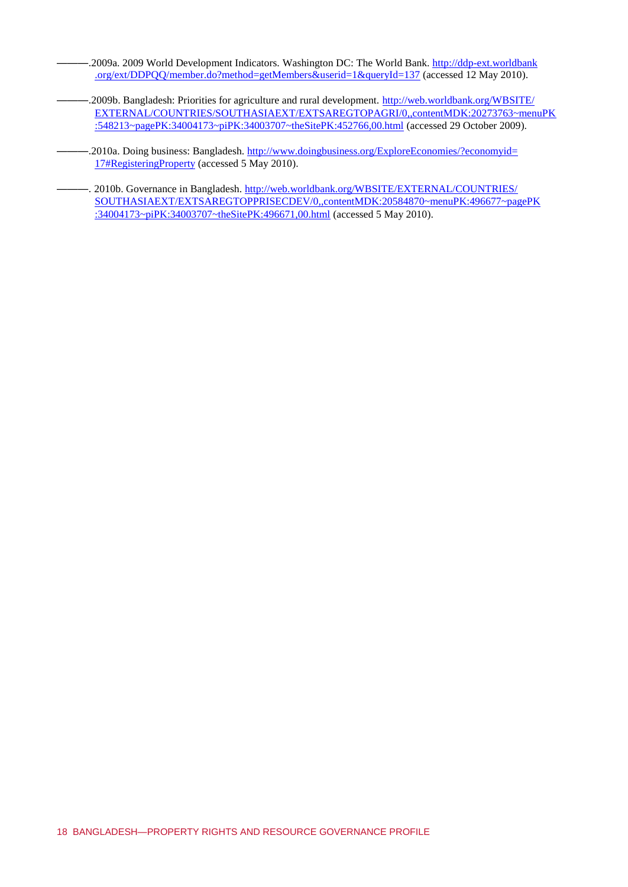———.2009a. 2009 World Development Indicators. Washington DC: The World Bank. http://ddp-ext.worldbank.org/ext/DDPQQ/member.do?method=getMembers&userid=1&queryId=137 (accessed 12 May 2010).

———.2009b. Bangladesh: Priorities for agriculture and rural development. http://web.worldbank.org/WBSITE/EXTERNAL/COUNTRIES/SOUTHASIAEXT/EXTSAREGTOPAGRI/0,,contentMDK:20273763~menuPK:548213~pagePK:34004173~piPK:34003707~theSitePK:452766,00.html (accessed 29 October 2009).

———.2010a. Doing business: Bangladesh. http://www.doingbusiness.org/ExploreEconomies/?economyid=17#RegisteringProperty (accessed 5 May 2010).

———. 2010b. Governance in Bangladesh. http://web.worldbank.org/WBSITE/EXTERNAL/COUNTRIES/SOUTHASIAEXT/EXTSAREGTOPPRISECDEV/0,,contentMDK:20584870~menuPK:496677~pagePK:34004173~piPK:34003707~theSitePK:496671,00.html (accessed 5 May 2010).